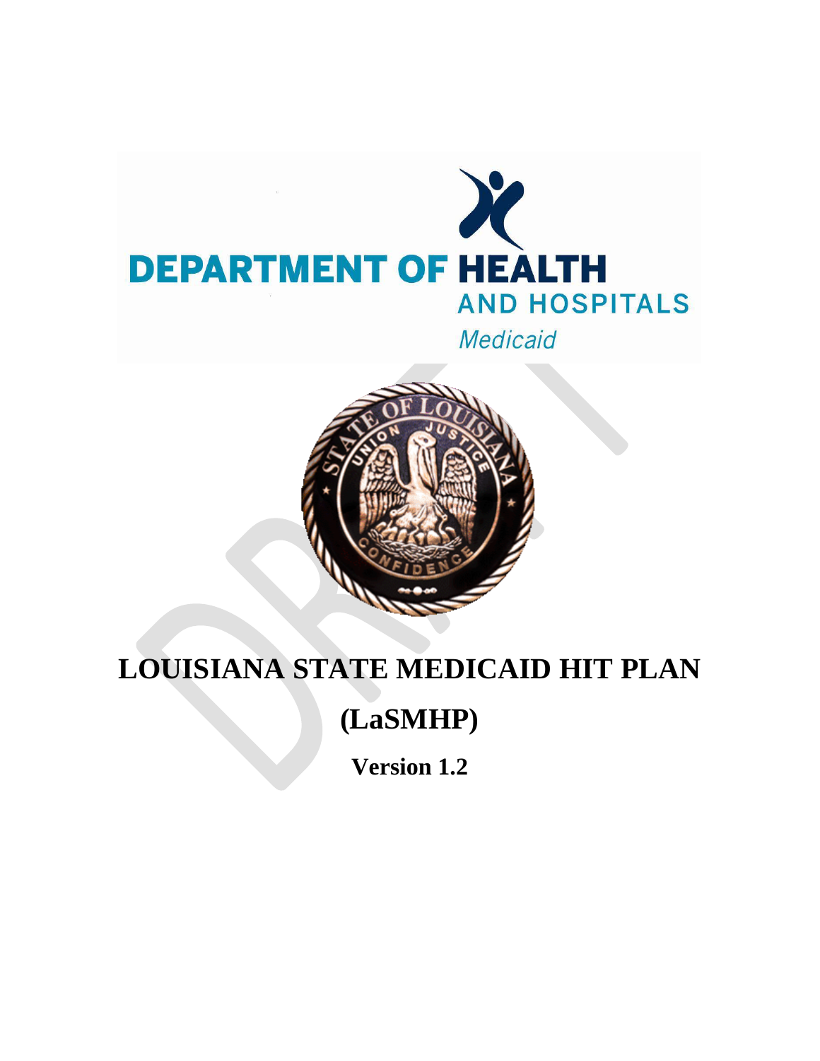DEPARTMENT OF HEALTH AND HOSPITALS

*Medicaid*

# LOUISIANA STATE MEDICAID HIT PLAN

# (LaSMHP)

## Version 1.2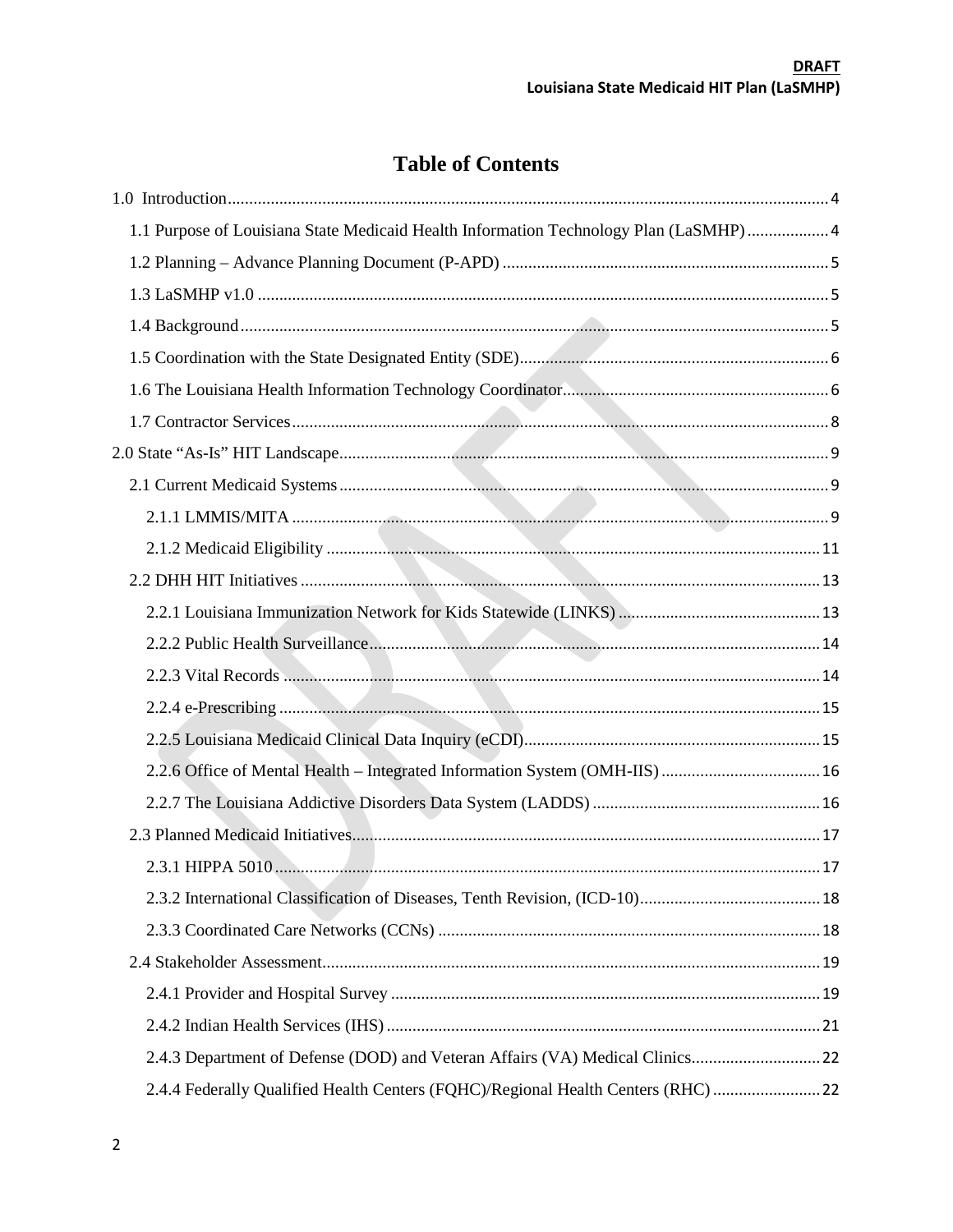# Table of Contents

1.0 Introduction ... 4

- 1.1 Purpose of Louisiana State Medicaid Health Information Technology Plan (LaSMHP) ... 4
- 1.2 Planning – Advance Planning Document (P-APD) ... 5
- 1.3 LaSMHP v1.0 ... 5
- 1.4 Background ... 5
- 1.5 Coordination with the State Designated Entity (SDE) ... 6
- 1.6 The Louisiana Health Information Technology Coordinator ... 6
- 1.7 Contractor Services ... 8

2.0 State "As-Is" HIT Landscape ... 9

- 2.1 Current Medicaid Systems ... 9
  - 2.1.1 LMMIS/MITA ... 9
  - 2.1.2 Medicaid Eligibility ... 11
- 2.2 DHH HIT Initiatives ... 13
  - 2.2.1 Louisiana Immunization Network for Kids Statewide (LINKS) ... 13
  - 2.2.2 Public Health Surveillance ... 14
  - 2.2.3 Vital Records ... 14
  - 2.2.4 e-Prescribing ... 15
  - 2.2.5 Louisiana Medicaid Clinical Data Inquiry (eCDI) ... 15
  - 2.2.6 Office of Mental Health – Integrated Information System (OMH-IIS) ... 16
  - 2.2.7 The Louisiana Addictive Disorders Data System (LADDS) ... 16
- 2.3 Planned Medicaid Initiatives ... 17
  - 2.3.1 HIPPA 5010 ... 17
  - 2.3.2 International Classification of Diseases, Tenth Revision, (ICD-10) ... 18
  - 2.3.3 Coordinated Care Networks (CCNs) ... 18
- 2.4 Stakeholder Assessment ... 19
  - 2.4.1 Provider and Hospital Survey ... 19
  - 2.4.2 Indian Health Services (IHS) ... 21
  - 2.4.3 Department of Defense (DOD) and Veteran Affairs (VA) Medical Clinics ... 22
  - 2.4.4 Federally Qualified Health Centers (FQHC)/Regional Health Centers (RHC) ... 22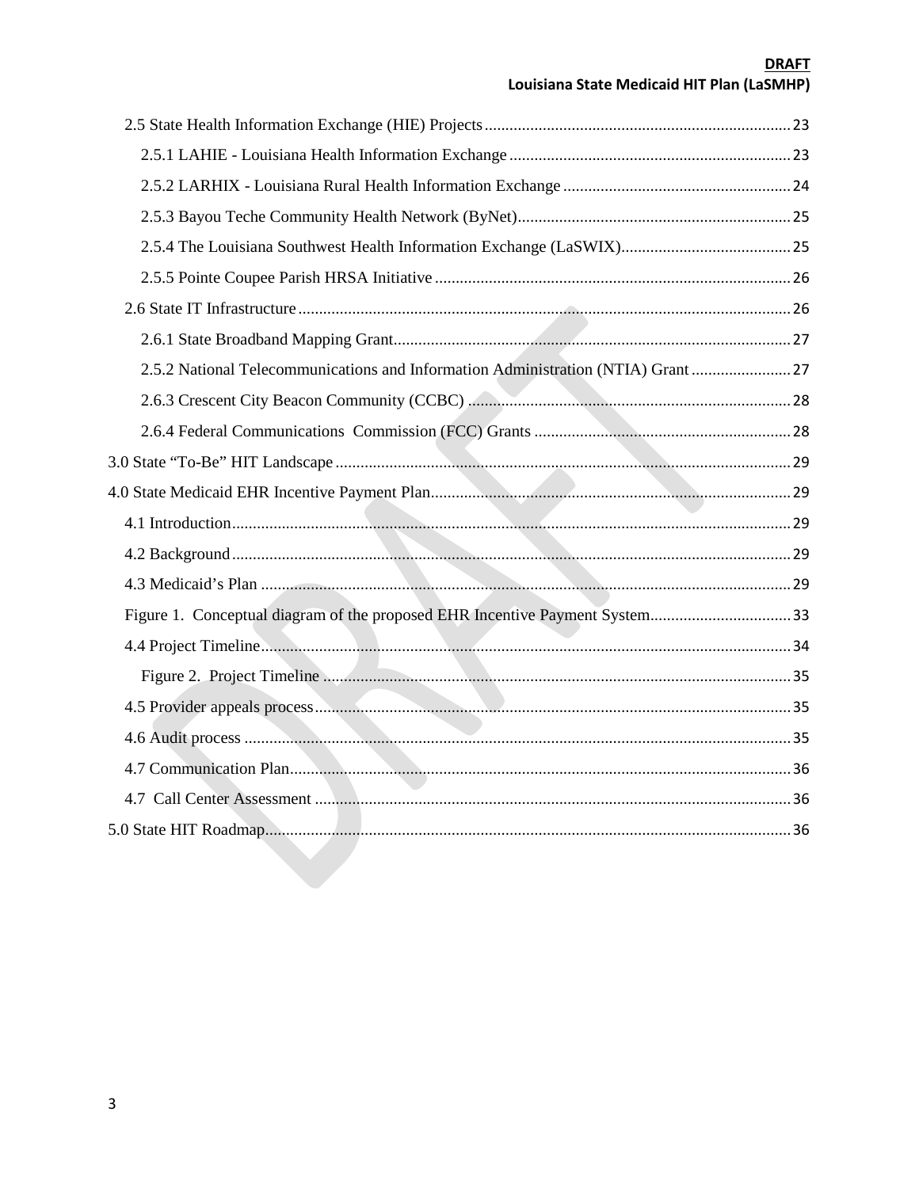- 2.5 State Health Information Exchange (HIE) Projects ..... 23
  - 2.5.1 LAHIE - Louisiana Health Information Exchange ..... 23
  - 2.5.2 LARHIX - Louisiana Rural Health Information Exchange ..... 24
  - 2.5.3 Bayou Teche Community Health Network (ByNet) ..... 25
  - 2.5.4 The Louisiana Southwest Health Information Exchange (LaSWIX) ..... 25
  - 2.5.5 Pointe Coupee Parish HRSA Initiative ..... 26
- 2.6 State IT Infrastructure ..... 26
  - 2.6.1 State Broadband Mapping Grant ..... 27
  - 2.5.2 National Telecommunications and Information Administration (NTIA) Grant ..... 27
  - 2.6.3 Crescent City Beacon Community (CCBC) ..... 28
  - 2.6.4 Federal Communications Commission (FCC) Grants ..... 28

3.0 State "To-Be" HIT Landscape ..... 29

4.0 State Medicaid EHR Incentive Payment Plan ..... 29

- 4.1 Introduction ..... 29
- 4.2 Background ..... 29
- 4.3 Medicaid's Plan ..... 29
- Figure 1. Conceptual diagram of the proposed EHR Incentive Payment System ..... 33
- 4.4 Project Timeline ..... 34
  - Figure 2. Project Timeline ..... 35
- 4.5 Provider appeals process ..... 35
- 4.6 Audit process ..... 35
- 4.7 Communication Plan ..... 36
- 4.7 Call Center Assessment ..... 36

5.0 State HIT Roadmap ..... 36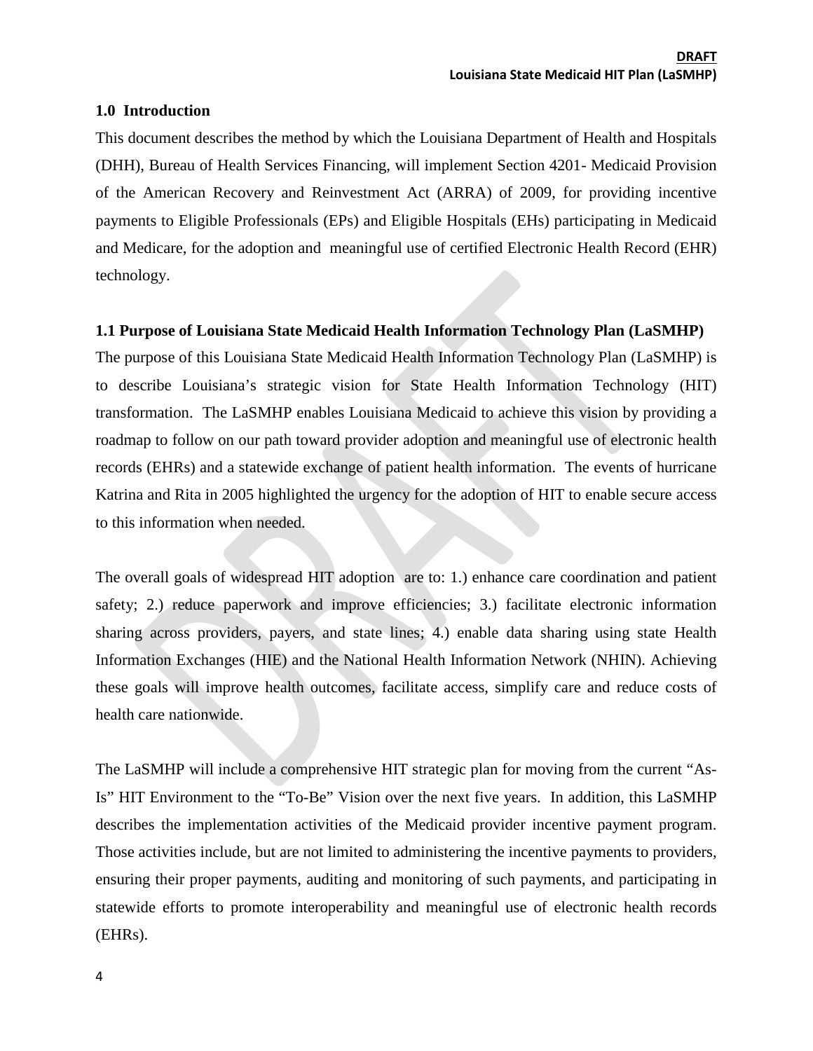## 1.0 Introduction

This document describes the method by which the Louisiana Department of Health and Hospitals (DHH), Bureau of Health Services Financing, will implement Section 4201- Medicaid Provision of the American Recovery and Reinvestment Act (ARRA) of 2009, for providing incentive payments to Eligible Professionals (EPs) and Eligible Hospitals (EHs) participating in Medicaid and Medicare, for the adoption and meaningful use of certified Electronic Health Record (EHR) technology.

### 1.1 Purpose of Louisiana State Medicaid Health Information Technology Plan (LaSMHP)

The purpose of this Louisiana State Medicaid Health Information Technology Plan (LaSMHP) is to describe Louisiana's strategic vision for State Health Information Technology (HIT) transformation. The LaSMHP enables Louisiana Medicaid to achieve this vision by providing a roadmap to follow on our path toward provider adoption and meaningful use of electronic health records (EHRs) and a statewide exchange of patient health information. The events of hurricane Katrina and Rita in 2005 highlighted the urgency for the adoption of HIT to enable secure access to this information when needed.

The overall goals of widespread HIT adoption are to: 1.) enhance care coordination and patient safety; 2.) reduce paperwork and improve efficiencies; 3.) facilitate electronic information sharing across providers, payers, and state lines; 4.) enable data sharing using state Health Information Exchanges (HIE) and the National Health Information Network (NHIN). Achieving these goals will improve health outcomes, facilitate access, simplify care and reduce costs of health care nationwide.

The LaSMHP will include a comprehensive HIT strategic plan for moving from the current "As-Is" HIT Environment to the "To-Be" Vision over the next five years. In addition, this LaSMHP describes the implementation activities of the Medicaid provider incentive payment program. Those activities include, but are not limited to administering the incentive payments to providers, ensuring their proper payments, auditing and monitoring of such payments, and participating in statewide efforts to promote interoperability and meaningful use of electronic health records (EHRs).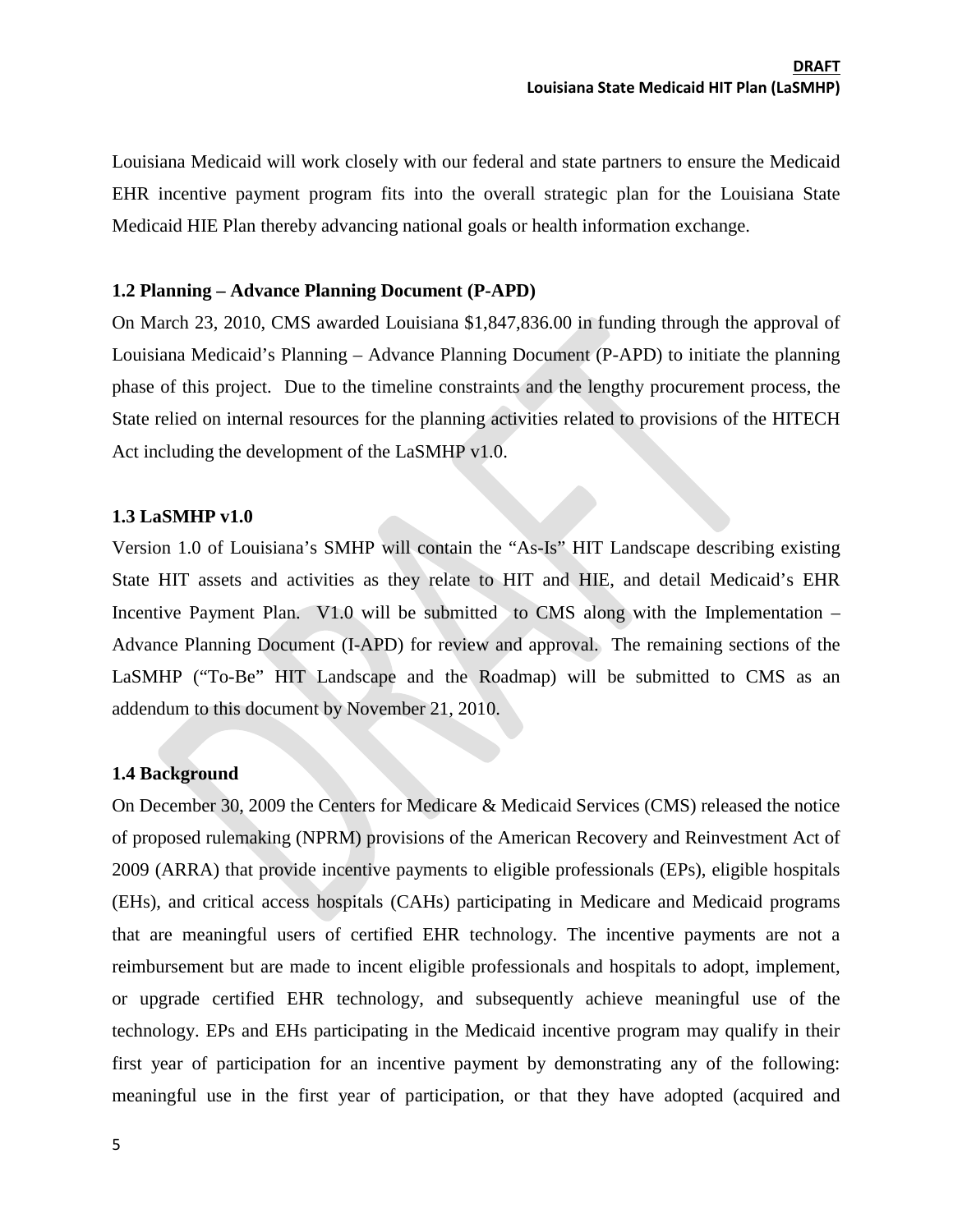Louisiana Medicaid will work closely with our federal and state partners to ensure the Medicaid EHR incentive payment program fits into the overall strategic plan for the Louisiana State Medicaid HIE Plan thereby advancing national goals or health information exchange.

### 1.2 Planning – Advance Planning Document (P-APD)

On March 23, 2010, CMS awarded Louisiana $1,847,836.00 in funding through the approval of Louisiana Medicaid's Planning – Advance Planning Document (P-APD) to initiate the planning phase of this project. Due to the timeline constraints and the lengthy procurement process, the State relied on internal resources for the planning activities related to provisions of the HITECH Act including the development of the LaSMHP v1.0.

### 1.3 LaSMHP v1.0

Version 1.0 of Louisiana's SMHP will contain the "As-Is" HIT Landscape describing existing State HIT assets and activities as they relate to HIT and HIE, and detail Medicaid's EHR Incentive Payment Plan. V1.0 will be submitted to CMS along with the Implementation – Advance Planning Document (I-APD) for review and approval. The remaining sections of the LaSMHP ("To-Be" HIT Landscape and the Roadmap) will be submitted to CMS as an addendum to this document by November 21, 2010.

### 1.4 Background

On December 30, 2009 the Centers for Medicare & Medicaid Services (CMS) released the notice of proposed rulemaking (NPRM) provisions of the American Recovery and Reinvestment Act of 2009 (ARRA) that provide incentive payments to eligible professionals (EPs), eligible hospitals (EHs), and critical access hospitals (CAHs) participating in Medicare and Medicaid programs that are meaningful users of certified EHR technology. The incentive payments are not a reimbursement but are made to incent eligible professionals and hospitals to adopt, implement, or upgrade certified EHR technology, and subsequently achieve meaningful use of the technology. EPs and EHs participating in the Medicaid incentive program may qualify in their first year of participation for an incentive payment by demonstrating any of the following: meaningful use in the first year of participation, or that they have adopted (acquired and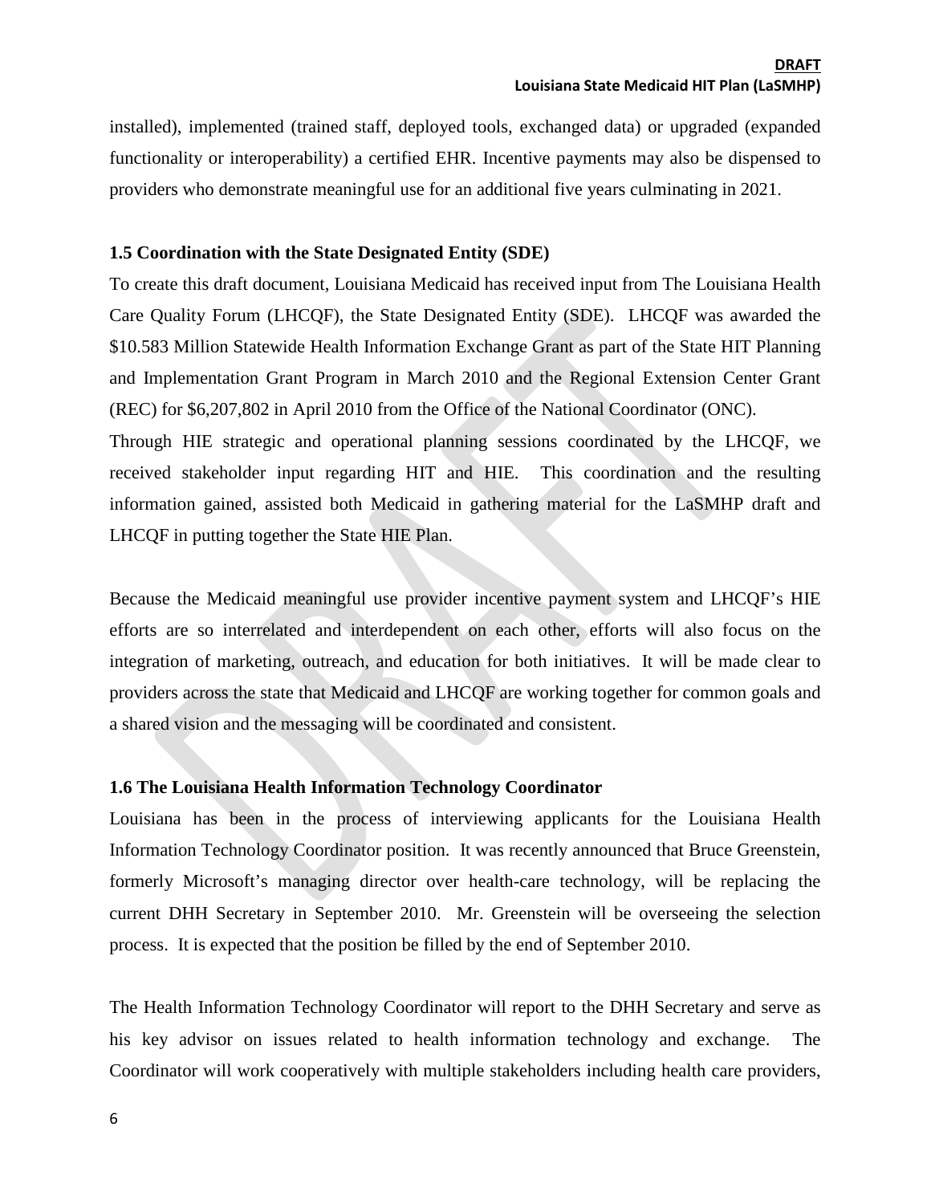installed), implemented (trained staff, deployed tools, exchanged data) or upgraded (expanded functionality or interoperability) a certified EHR. Incentive payments may also be dispensed to providers who demonstrate meaningful use for an additional five years culminating in 2021.

### 1.5 Coordination with the State Designated Entity (SDE)

To create this draft document, Louisiana Medicaid has received input from The Louisiana Health Care Quality Forum (LHCQF), the State Designated Entity (SDE). LHCQF was awarded the $10.583 Million Statewide Health Information Exchange Grant as part of the State HIT Planning and Implementation Grant Program in March 2010 and the Regional Extension Center Grant (REC) for $6,207,802 in April 2010 from the Office of the National Coordinator (ONC).

Through HIE strategic and operational planning sessions coordinated by the LHCQF, we received stakeholder input regarding HIT and HIE. This coordination and the resulting information gained, assisted both Medicaid in gathering material for the LaSMHP draft and LHCQF in putting together the State HIE Plan.

Because the Medicaid meaningful use provider incentive payment system and LHCQF's HIE efforts are so interrelated and interdependent on each other, efforts will also focus on the integration of marketing, outreach, and education for both initiatives. It will be made clear to providers across the state that Medicaid and LHCQF are working together for common goals and a shared vision and the messaging will be coordinated and consistent.

### 1.6 The Louisiana Health Information Technology Coordinator

Louisiana has been in the process of interviewing applicants for the Louisiana Health Information Technology Coordinator position. It was recently announced that Bruce Greenstein, formerly Microsoft's managing director over health-care technology, will be replacing the current DHH Secretary in September 2010. Mr. Greenstein will be overseeing the selection process. It is expected that the position be filled by the end of September 2010.

The Health Information Technology Coordinator will report to the DHH Secretary and serve as his key advisor on issues related to health information technology and exchange. The Coordinator will work cooperatively with multiple stakeholders including health care providers,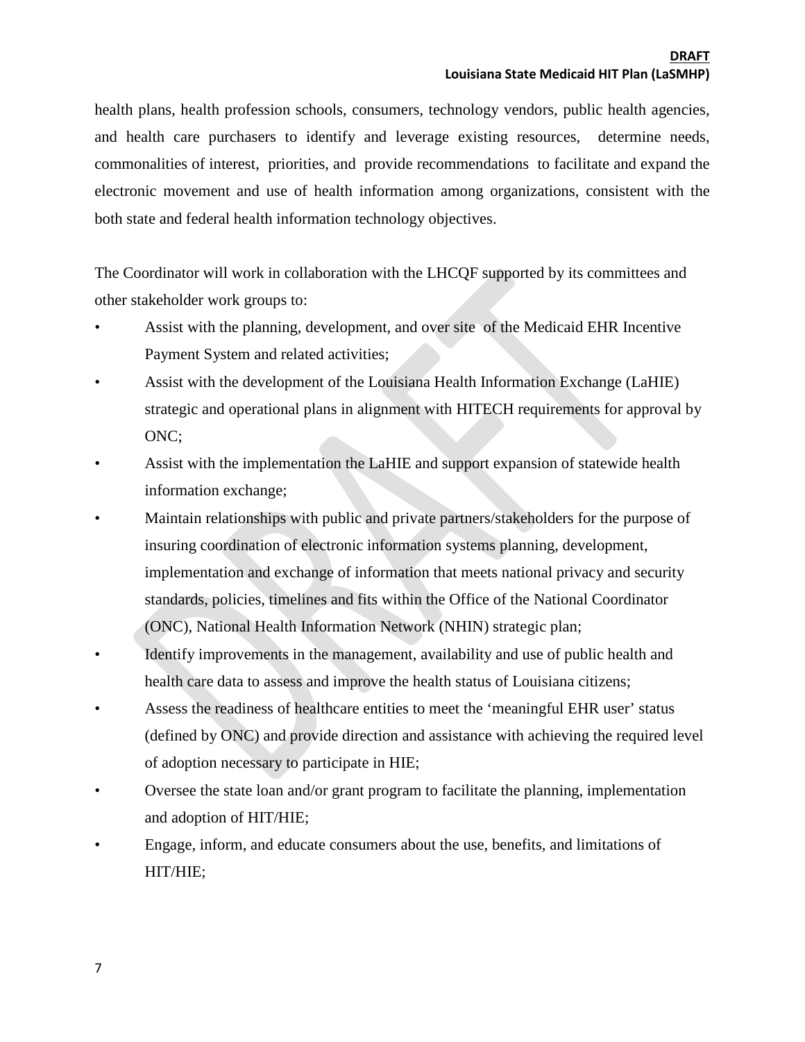health plans, health profession schools, consumers, technology vendors, public health agencies, and health care purchasers to identify and leverage existing resources, determine needs, commonalities of interest, priorities, and provide recommendations to facilitate and expand the electronic movement and use of health information among organizations, consistent with the both state and federal health information technology objectives.

The Coordinator will work in collaboration with the LHCQF supported by its committees and other stakeholder work groups to:

- Assist with the planning, development, and over site of the Medicaid EHR Incentive Payment System and related activities;
- Assist with the development of the Louisiana Health Information Exchange (LaHIE) strategic and operational plans in alignment with HITECH requirements for approval by ONC;
- Assist with the implementation the LaHIE and support expansion of statewide health information exchange;
- Maintain relationships with public and private partners/stakeholders for the purpose of insuring coordination of electronic information systems planning, development, implementation and exchange of information that meets national privacy and security standards, policies, timelines and fits within the Office of the National Coordinator (ONC), National Health Information Network (NHIN) strategic plan;
- Identify improvements in the management, availability and use of public health and health care data to assess and improve the health status of Louisiana citizens;
- Assess the readiness of healthcare entities to meet the 'meaningful EHR user' status (defined by ONC) and provide direction and assistance with achieving the required level of adoption necessary to participate in HIE;
- Oversee the state loan and/or grant program to facilitate the planning, implementation and adoption of HIT/HIE;
- Engage, inform, and educate consumers about the use, benefits, and limitations of HIT/HIE;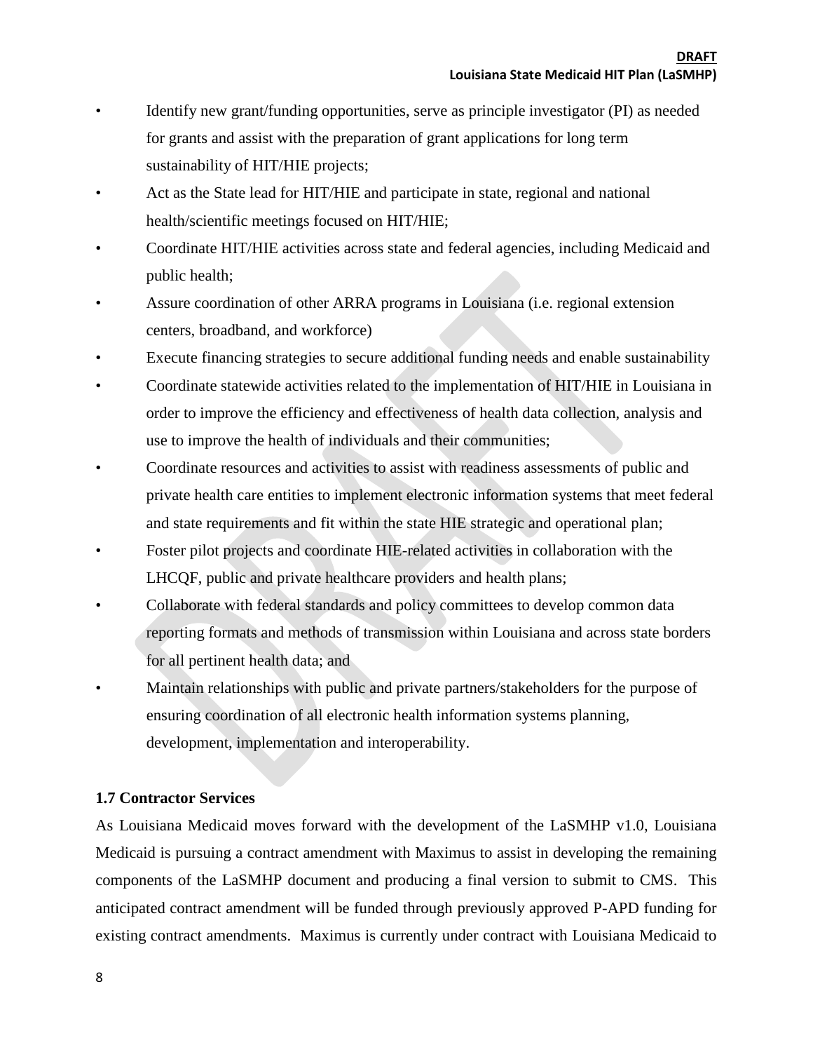- Identify new grant/funding opportunities, serve as principle investigator (PI) as needed for grants and assist with the preparation of grant applications for long term sustainability of HIT/HIE projects;
- Act as the State lead for HIT/HIE and participate in state, regional and national health/scientific meetings focused on HIT/HIE;
- Coordinate HIT/HIE activities across state and federal agencies, including Medicaid and public health;
- Assure coordination of other ARRA programs in Louisiana (i.e. regional extension centers, broadband, and workforce)
- Execute financing strategies to secure additional funding needs and enable sustainability
- Coordinate statewide activities related to the implementation of HIT/HIE in Louisiana in order to improve the efficiency and effectiveness of health data collection, analysis and use to improve the health of individuals and their communities;
- Coordinate resources and activities to assist with readiness assessments of public and private health care entities to implement electronic information systems that meet federal and state requirements and fit within the state HIE strategic and operational plan;
- Foster pilot projects and coordinate HIE-related activities in collaboration with the LHCQF, public and private healthcare providers and health plans;
- Collaborate with federal standards and policy committees to develop common data reporting formats and methods of transmission within Louisiana and across state borders for all pertinent health data; and
- Maintain relationships with public and private partners/stakeholders for the purpose of ensuring coordination of all electronic health information systems planning, development, implementation and interoperability.

### 1.7 Contractor Services

As Louisiana Medicaid moves forward with the development of the LaSMHP v1.0, Louisiana Medicaid is pursuing a contract amendment with Maximus to assist in developing the remaining components of the LaSMHP document and producing a final version to submit to CMS. This anticipated contract amendment will be funded through previously approved P-APD funding for existing contract amendments. Maximus is currently under contract with Louisiana Medicaid to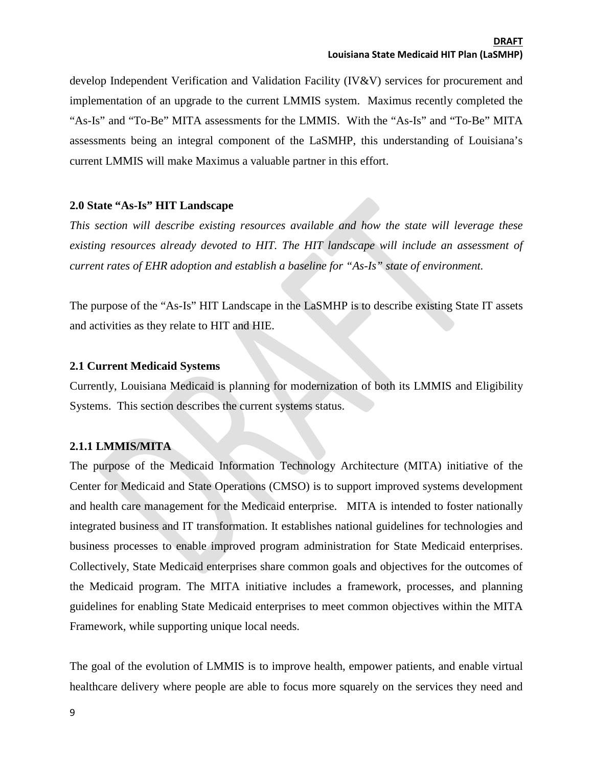develop Independent Verification and Validation Facility (IV&V) services for procurement and implementation of an upgrade to the current LMMIS system. Maximus recently completed the "As-Is" and "To-Be" MITA assessments for the LMMIS. With the "As-Is" and "To-Be" MITA assessments being an integral component of the LaSMHP, this understanding of Louisiana's current LMMIS will make Maximus a valuable partner in this effort.

## 2.0 State "As-Is" HIT Landscape

*This section will describe existing resources available and how the state will leverage these existing resources already devoted to HIT. The HIT landscape will include an assessment of current rates of EHR adoption and establish a baseline for "As-Is" state of environment.*

The purpose of the "As-Is" HIT Landscape in the LaSMHP is to describe existing State IT assets and activities as they relate to HIT and HIE.

### 2.1 Current Medicaid Systems

Currently, Louisiana Medicaid is planning for modernization of both its LMMIS and Eligibility Systems. This section describes the current systems status.

#### 2.1.1 LMMIS/MITA

The purpose of the Medicaid Information Technology Architecture (MITA) initiative of the Center for Medicaid and State Operations (CMSO) is to support improved systems development and health care management for the Medicaid enterprise. MITA is intended to foster nationally integrated business and IT transformation. It establishes national guidelines for technologies and business processes to enable improved program administration for State Medicaid enterprises. Collectively, State Medicaid enterprises share common goals and objectives for the outcomes of the Medicaid program. The MITA initiative includes a framework, processes, and planning guidelines for enabling State Medicaid enterprises to meet common objectives within the MITA Framework, while supporting unique local needs.

The goal of the evolution of LMMIS is to improve health, empower patients, and enable virtual healthcare delivery where people are able to focus more squarely on the services they need and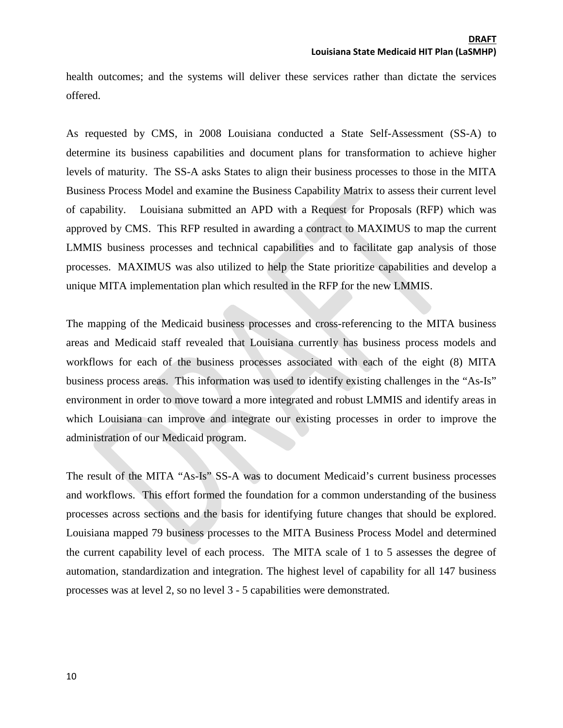health outcomes; and the systems will deliver these services rather than dictate the services offered.

As requested by CMS, in 2008 Louisiana conducted a State Self-Assessment (SS-A) to determine its business capabilities and document plans for transformation to achieve higher levels of maturity. The SS-A asks States to align their business processes to those in the MITA Business Process Model and examine the Business Capability Matrix to assess their current level of capability. Louisiana submitted an APD with a Request for Proposals (RFP) which was approved by CMS. This RFP resulted in awarding a contract to MAXIMUS to map the current LMMIS business processes and technical capabilities and to facilitate gap analysis of those processes. MAXIMUS was also utilized to help the State prioritize capabilities and develop a unique MITA implementation plan which resulted in the RFP for the new LMMIS.

The mapping of the Medicaid business processes and cross-referencing to the MITA business areas and Medicaid staff revealed that Louisiana currently has business process models and workflows for each of the business processes associated with each of the eight (8) MITA business process areas. This information was used to identify existing challenges in the "As-Is" environment in order to move toward a more integrated and robust LMMIS and identify areas in which Louisiana can improve and integrate our existing processes in order to improve the administration of our Medicaid program.

The result of the MITA "As-Is" SS-A was to document Medicaid's current business processes and workflows. This effort formed the foundation for a common understanding of the business processes across sections and the basis for identifying future changes that should be explored. Louisiana mapped 79 business processes to the MITA Business Process Model and determined the current capability level of each process. The MITA scale of 1 to 5 assesses the degree of automation, standardization and integration. The highest level of capability for all 147 business processes was at level 2, so no level 3 - 5 capabilities were demonstrated.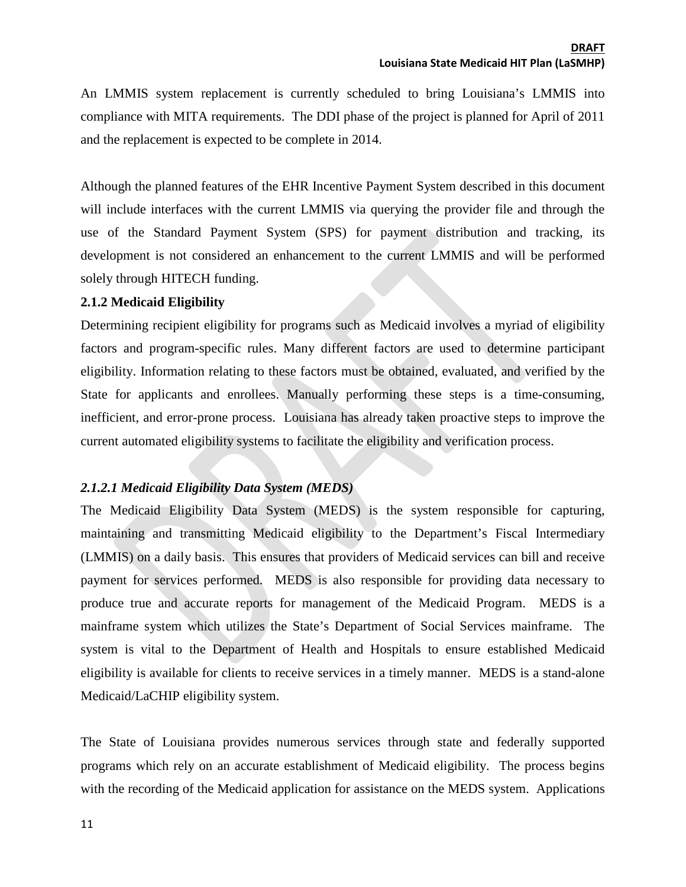An LMMIS system replacement is currently scheduled to bring Louisiana's LMMIS into compliance with MITA requirements. The DDI phase of the project is planned for April of 2011 and the replacement is expected to be complete in 2014.

Although the planned features of the EHR Incentive Payment System described in this document will include interfaces with the current LMMIS via querying the provider file and through the use of the Standard Payment System (SPS) for payment distribution and tracking, its development is not considered an enhancement to the current LMMIS and will be performed solely through HITECH funding.

### 2.1.2 Medicaid Eligibility

Determining recipient eligibility for programs such as Medicaid involves a myriad of eligibility factors and program-specific rules. Many different factors are used to determine participant eligibility. Information relating to these factors must be obtained, evaluated, and verified by the State for applicants and enrollees. Manually performing these steps is a time-consuming, inefficient, and error-prone process. Louisiana has already taken proactive steps to improve the current automated eligibility systems to facilitate the eligibility and verification process.

#### *2.1.2.1 Medicaid Eligibility Data System (MEDS)*

The Medicaid Eligibility Data System (MEDS) is the system responsible for capturing, maintaining and transmitting Medicaid eligibility to the Department's Fiscal Intermediary (LMMIS) on a daily basis. This ensures that providers of Medicaid services can bill and receive payment for services performed. MEDS is also responsible for providing data necessary to produce true and accurate reports for management of the Medicaid Program. MEDS is a mainframe system which utilizes the State's Department of Social Services mainframe. The system is vital to the Department of Health and Hospitals to ensure established Medicaid eligibility is available for clients to receive services in a timely manner. MEDS is a stand-alone Medicaid/LaCHIP eligibility system.

The State of Louisiana provides numerous services through state and federally supported programs which rely on an accurate establishment of Medicaid eligibility. The process begins with the recording of the Medicaid application for assistance on the MEDS system. Applications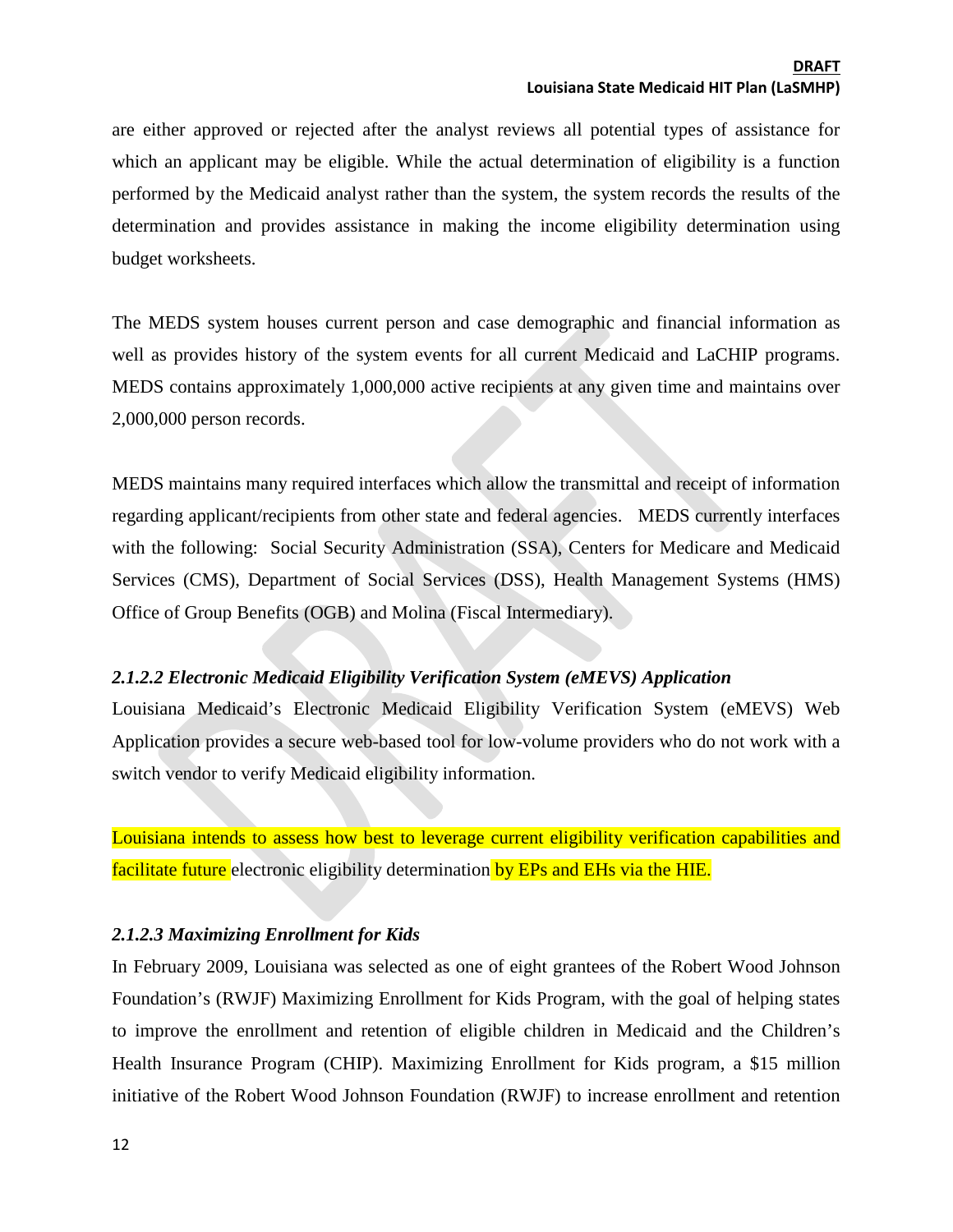are either approved or rejected after the analyst reviews all potential types of assistance for which an applicant may be eligible. While the actual determination of eligibility is a function performed by the Medicaid analyst rather than the system, the system records the results of the determination and provides assistance in making the income eligibility determination using budget worksheets.

The MEDS system houses current person and case demographic and financial information as well as provides history of the system events for all current Medicaid and LaCHIP programs. MEDS contains approximately 1,000,000 active recipients at any given time and maintains over 2,000,000 person records.

MEDS maintains many required interfaces which allow the transmittal and receipt of information regarding applicant/recipients from other state and federal agencies. MEDS currently interfaces with the following: Social Security Administration (SSA), Centers for Medicare and Medicaid Services (CMS), Department of Social Services (DSS), Health Management Systems (HMS) Office of Group Benefits (OGB) and Molina (Fiscal Intermediary).

#### *2.1.2.2 Electronic Medicaid Eligibility Verification System (eMEVS) Application*

Louisiana Medicaid's Electronic Medicaid Eligibility Verification System (eMEVS) Web Application provides a secure web-based tool for low-volume providers who do not work with a switch vendor to verify Medicaid eligibility information.

Louisiana intends to assess how best to leverage current eligibility verification capabilities and facilitate future electronic eligibility determination by EPs and EHs via the HIE.

#### *2.1.2.3 Maximizing Enrollment for Kids*

In February 2009, Louisiana was selected as one of eight grantees of the Robert Wood Johnson Foundation's (RWJF) Maximizing Enrollment for Kids Program, with the goal of helping states to improve the enrollment and retention of eligible children in Medicaid and the Children's Health Insurance Program (CHIP). Maximizing Enrollment for Kids program, a $15 million initiative of the Robert Wood Johnson Foundation (RWJF) to increase enrollment and retention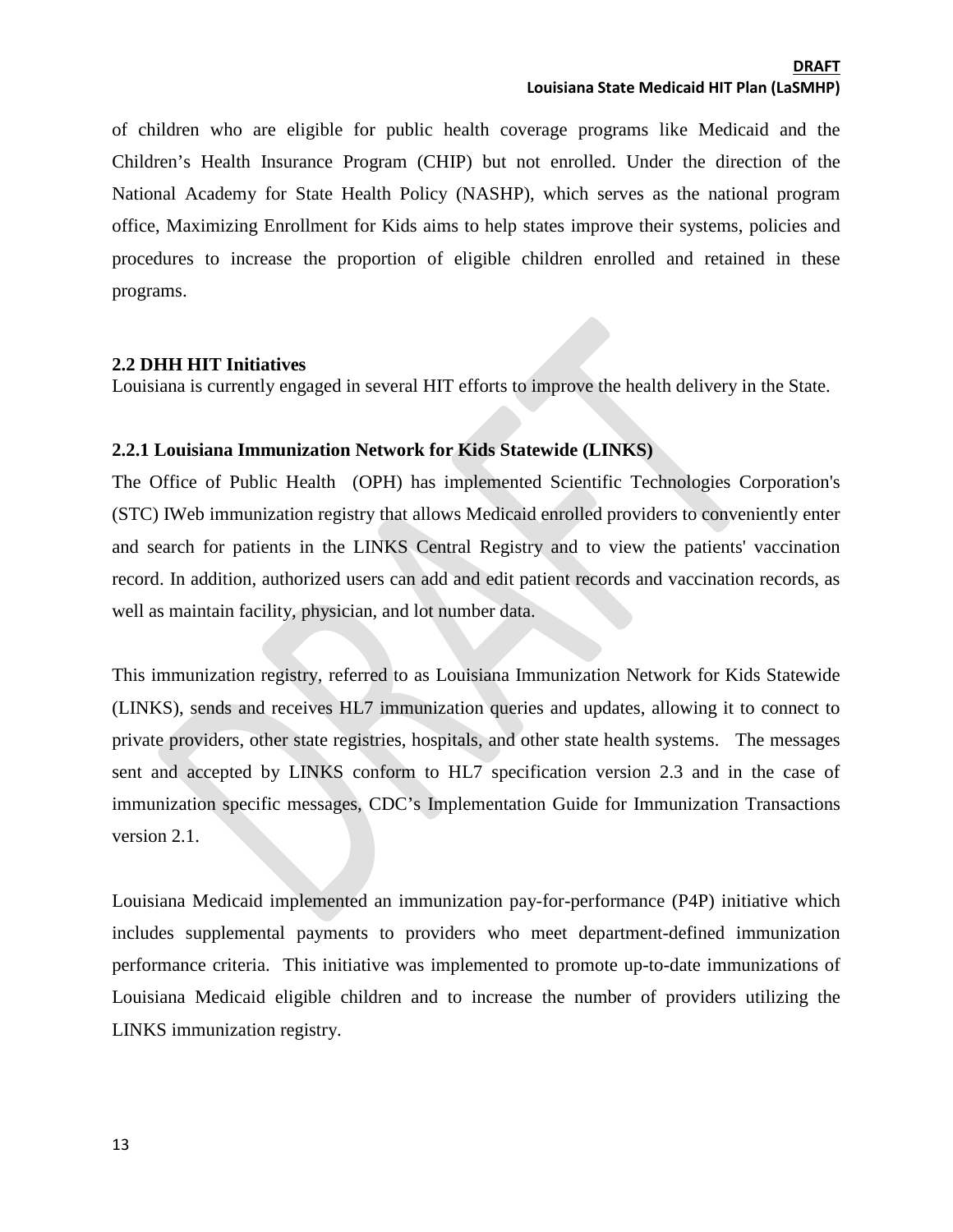of children who are eligible for public health coverage programs like Medicaid and the Children's Health Insurance Program (CHIP) but not enrolled. Under the direction of the National Academy for State Health Policy (NASHP), which serves as the national program office, Maximizing Enrollment for Kids aims to help states improve their systems, policies and procedures to increase the proportion of eligible children enrolled and retained in these programs.

## 2.2 DHH HIT Initiatives

Louisiana is currently engaged in several HIT efforts to improve the health delivery in the State.

### 2.2.1 Louisiana Immunization Network for Kids Statewide (LINKS)

The Office of Public Health (OPH) has implemented Scientific Technologies Corporation's (STC) IWeb immunization registry that allows Medicaid enrolled providers to conveniently enter and search for patients in the LINKS Central Registry and to view the patients' vaccination record. In addition, authorized users can add and edit patient records and vaccination records, as well as maintain facility, physician, and lot number data.

This immunization registry, referred to as Louisiana Immunization Network for Kids Statewide (LINKS), sends and receives HL7 immunization queries and updates, allowing it to connect to private providers, other state registries, hospitals, and other state health systems. The messages sent and accepted by LINKS conform to HL7 specification version 2.3 and in the case of immunization specific messages, CDC's Implementation Guide for Immunization Transactions version 2.1.

Louisiana Medicaid implemented an immunization pay-for-performance (P4P) initiative which includes supplemental payments to providers who meet department-defined immunization performance criteria. This initiative was implemented to promote up-to-date immunizations of Louisiana Medicaid eligible children and to increase the number of providers utilizing the LINKS immunization registry.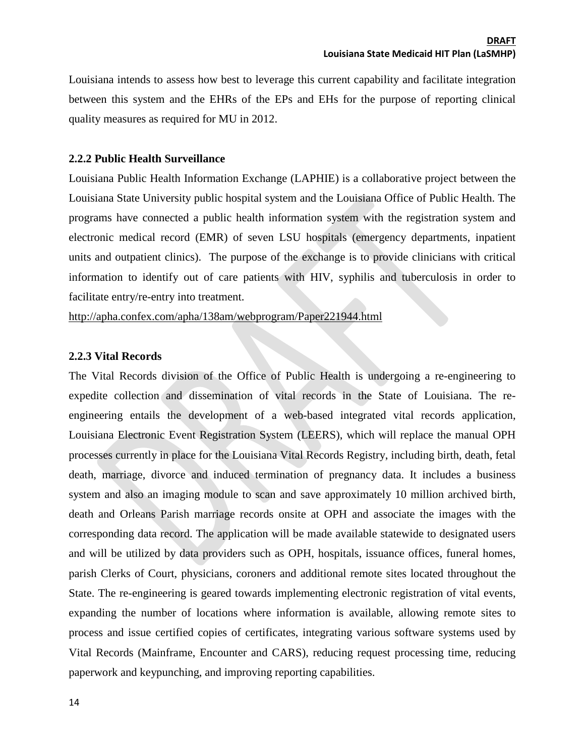Louisiana intends to assess how best to leverage this current capability and facilitate integration between this system and the EHRs of the EPs and EHs for the purpose of reporting clinical quality measures as required for MU in 2012.

### 2.2.2 Public Health Surveillance

Louisiana Public Health Information Exchange (LAPHIE) is a collaborative project between the Louisiana State University public hospital system and the Louisiana Office of Public Health. The programs have connected a public health information system with the registration system and electronic medical record (EMR) of seven LSU hospitals (emergency departments, inpatient units and outpatient clinics). The purpose of the exchange is to provide clinicians with critical information to identify out of care patients with HIV, syphilis and tuberculosis in order to facilitate entry/re-entry into treatment.

http://apha.confex.com/apha/138am/webprogram/Paper221944.html

### 2.2.3 Vital Records

The Vital Records division of the Office of Public Health is undergoing a re-engineering to expedite collection and dissemination of vital records in the State of Louisiana. The re-engineering entails the development of a web-based integrated vital records application, Louisiana Electronic Event Registration System (LEERS), which will replace the manual OPH processes currently in place for the Louisiana Vital Records Registry, including birth, death, fetal death, marriage, divorce and induced termination of pregnancy data. It includes a business system and also an imaging module to scan and save approximately 10 million archived birth, death and Orleans Parish marriage records onsite at OPH and associate the images with the corresponding data record. The application will be made available statewide to designated users and will be utilized by data providers such as OPH, hospitals, issuance offices, funeral homes, parish Clerks of Court, physicians, coroners and additional remote sites located throughout the State. The re-engineering is geared towards implementing electronic registration of vital events, expanding the number of locations where information is available, allowing remote sites to process and issue certified copies of certificates, integrating various software systems used by Vital Records (Mainframe, Encounter and CARS), reducing request processing time, reducing paperwork and keypunching, and improving reporting capabilities.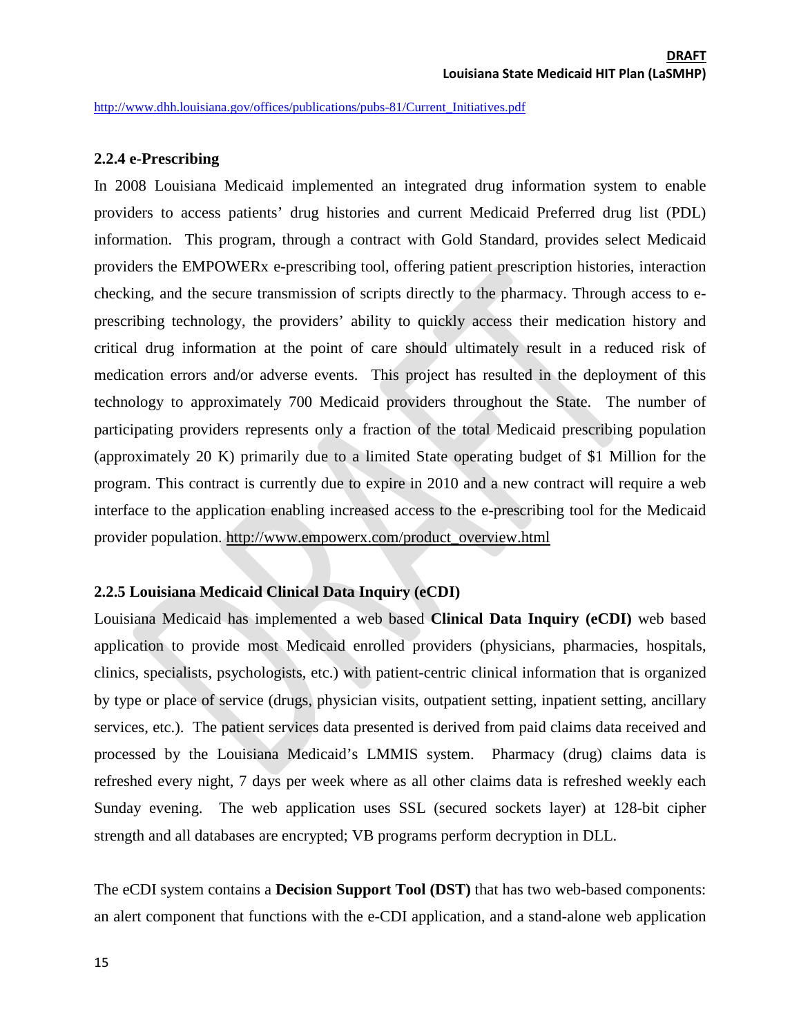http://www.dhh.louisiana.gov/offices/publications/pubs-81/Current_Initiatives.pdf

### 2.2.4 e-Prescribing

In 2008 Louisiana Medicaid implemented an integrated drug information system to enable providers to access patients' drug histories and current Medicaid Preferred drug list (PDL) information. This program, through a contract with Gold Standard, provides select Medicaid providers the EMPOWERx e-prescribing tool, offering patient prescription histories, interaction checking, and the secure transmission of scripts directly to the pharmacy. Through access to e-prescribing technology, the providers' ability to quickly access their medication history and critical drug information at the point of care should ultimately result in a reduced risk of medication errors and/or adverse events. This project has resulted in the deployment of this technology to approximately 700 Medicaid providers throughout the State. The number of participating providers represents only a fraction of the total Medicaid prescribing population (approximately 20 K) primarily due to a limited State operating budget of $1 Million for the program. This contract is currently due to expire in 2010 and a new contract will require a web interface to the application enabling increased access to the e-prescribing tool for the Medicaid provider population. http://www.empowerx.com/product_overview.html

### 2.2.5 Louisiana Medicaid Clinical Data Inquiry (eCDI)

Louisiana Medicaid has implemented a web based **Clinical Data Inquiry (eCDI)** web based application to provide most Medicaid enrolled providers (physicians, pharmacies, hospitals, clinics, specialists, psychologists, etc.) with patient-centric clinical information that is organized by type or place of service (drugs, physician visits, outpatient setting, inpatient setting, ancillary services, etc.). The patient services data presented is derived from paid claims data received and processed by the Louisiana Medicaid's LMMIS system. Pharmacy (drug) claims data is refreshed every night, 7 days per week where as all other claims data is refreshed weekly each Sunday evening. The web application uses SSL (secured sockets layer) at 128-bit cipher strength and all databases are encrypted; VB programs perform decryption in DLL.

The eCDI system contains a **Decision Support Tool (DST)** that has two web-based components: an alert component that functions with the e-CDI application, and a stand-alone web application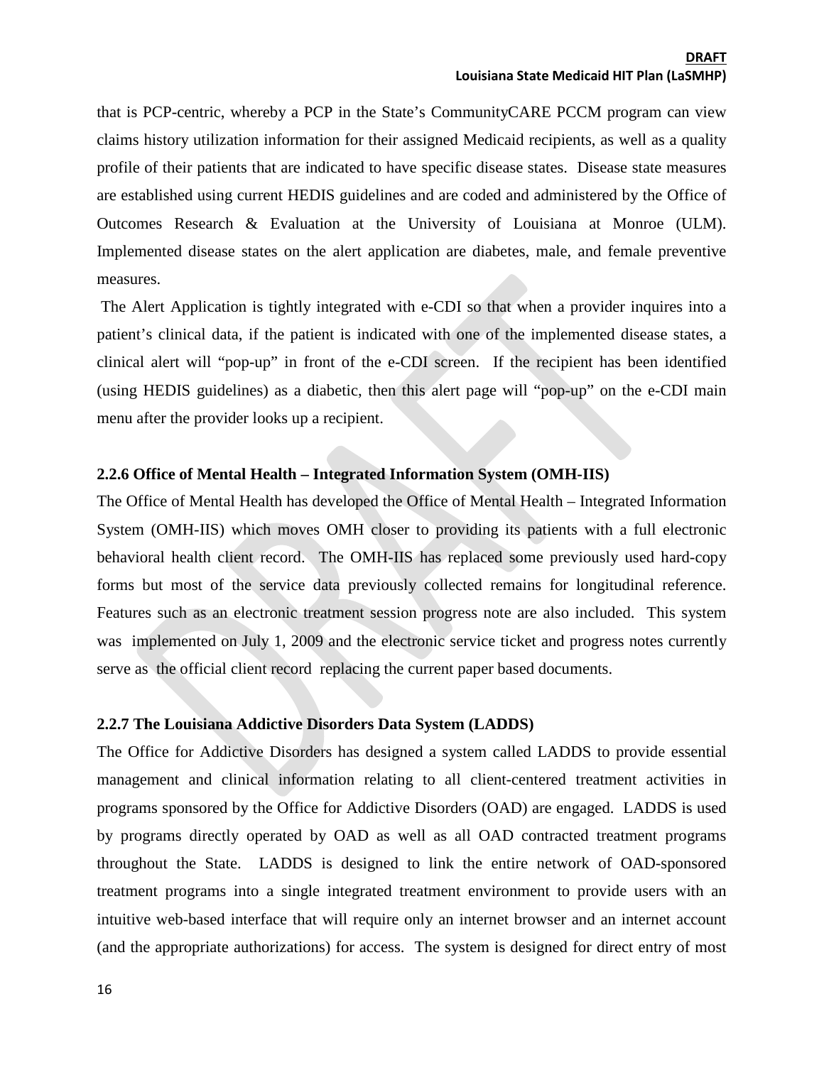that is PCP-centric, whereby a PCP in the State's CommunityCARE PCCM program can view claims history utilization information for their assigned Medicaid recipients, as well as a quality profile of their patients that are indicated to have specific disease states. Disease state measures are established using current HEDIS guidelines and are coded and administered by the Office of Outcomes Research & Evaluation at the University of Louisiana at Monroe (ULM). Implemented disease states on the alert application are diabetes, male, and female preventive measures.

The Alert Application is tightly integrated with e-CDI so that when a provider inquires into a patient's clinical data, if the patient is indicated with one of the implemented disease states, a clinical alert will "pop-up" in front of the e-CDI screen. If the recipient has been identified (using HEDIS guidelines) as a diabetic, then this alert page will "pop-up" on the e-CDI main menu after the provider looks up a recipient.

### 2.2.6 Office of Mental Health – Integrated Information System (OMH-IIS)

The Office of Mental Health has developed the Office of Mental Health – Integrated Information System (OMH-IIS) which moves OMH closer to providing its patients with a full electronic behavioral health client record. The OMH-IIS has replaced some previously used hard-copy forms but most of the service data previously collected remains for longitudinal reference. Features such as an electronic treatment session progress note are also included. This system was implemented on July 1, 2009 and the electronic service ticket and progress notes currently serve as the official client record replacing the current paper based documents.

### 2.2.7 The Louisiana Addictive Disorders Data System (LADDS)

The Office for Addictive Disorders has designed a system called LADDS to provide essential management and clinical information relating to all client-centered treatment activities in programs sponsored by the Office for Addictive Disorders (OAD) are engaged. LADDS is used by programs directly operated by OAD as well as all OAD contracted treatment programs throughout the State. LADDS is designed to link the entire network of OAD-sponsored treatment programs into a single integrated treatment environment to provide users with an intuitive web-based interface that will require only an internet browser and an internet account (and the appropriate authorizations) for access. The system is designed for direct entry of most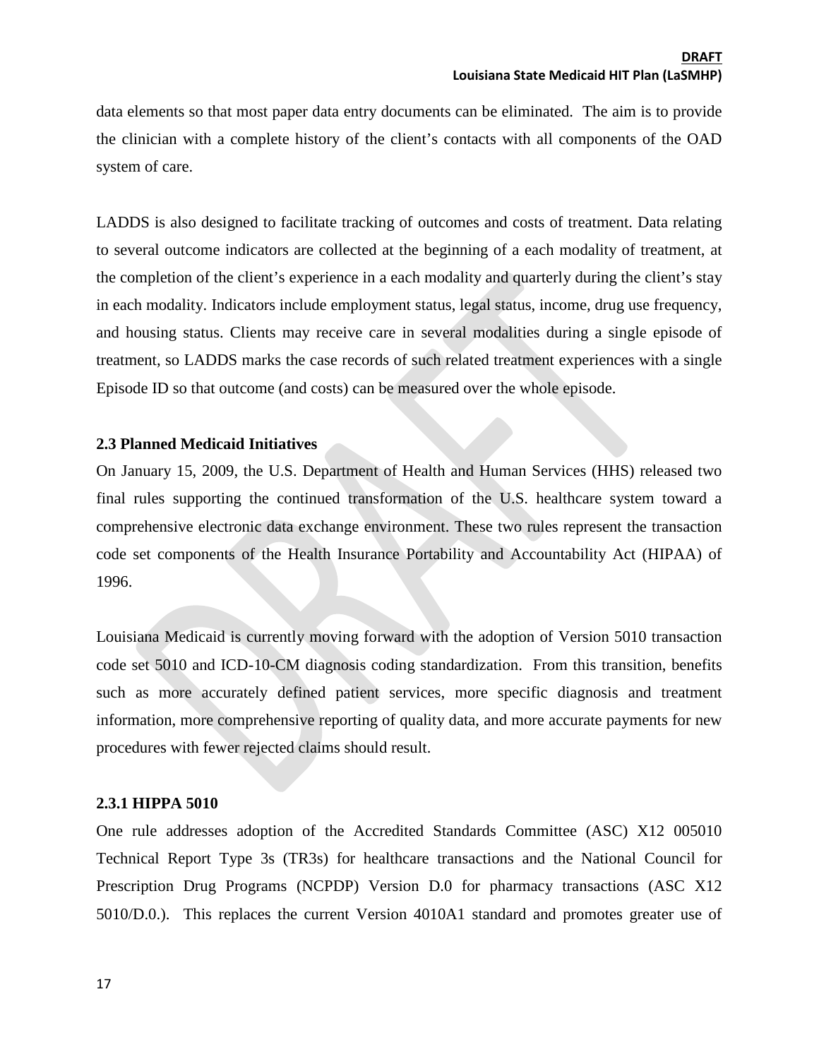data elements so that most paper data entry documents can be eliminated. The aim is to provide the clinician with a complete history of the client's contacts with all components of the OAD system of care.

LADDS is also designed to facilitate tracking of outcomes and costs of treatment. Data relating to several outcome indicators are collected at the beginning of a each modality of treatment, at the completion of the client's experience in a each modality and quarterly during the client's stay in each modality. Indicators include employment status, legal status, income, drug use frequency, and housing status. Clients may receive care in several modalities during a single episode of treatment, so LADDS marks the case records of such related treatment experiences with a single Episode ID so that outcome (and costs) can be measured over the whole episode.

### 2.3 Planned Medicaid Initiatives

On January 15, 2009, the U.S. Department of Health and Human Services (HHS) released two final rules supporting the continued transformation of the U.S. healthcare system toward a comprehensive electronic data exchange environment. These two rules represent the transaction code set components of the Health Insurance Portability and Accountability Act (HIPAA) of 1996.

Louisiana Medicaid is currently moving forward with the adoption of Version 5010 transaction code set 5010 and ICD-10-CM diagnosis coding standardization. From this transition, benefits such as more accurately defined patient services, more specific diagnosis and treatment information, more comprehensive reporting of quality data, and more accurate payments for new procedures with fewer rejected claims should result.

#### 2.3.1 HIPPA 5010

One rule addresses adoption of the Accredited Standards Committee (ASC) X12 005010 Technical Report Type 3s (TR3s) for healthcare transactions and the National Council for Prescription Drug Programs (NCPDP) Version D.0 for pharmacy transactions (ASC X12 5010/D.0.). This replaces the current Version 4010A1 standard and promotes greater use of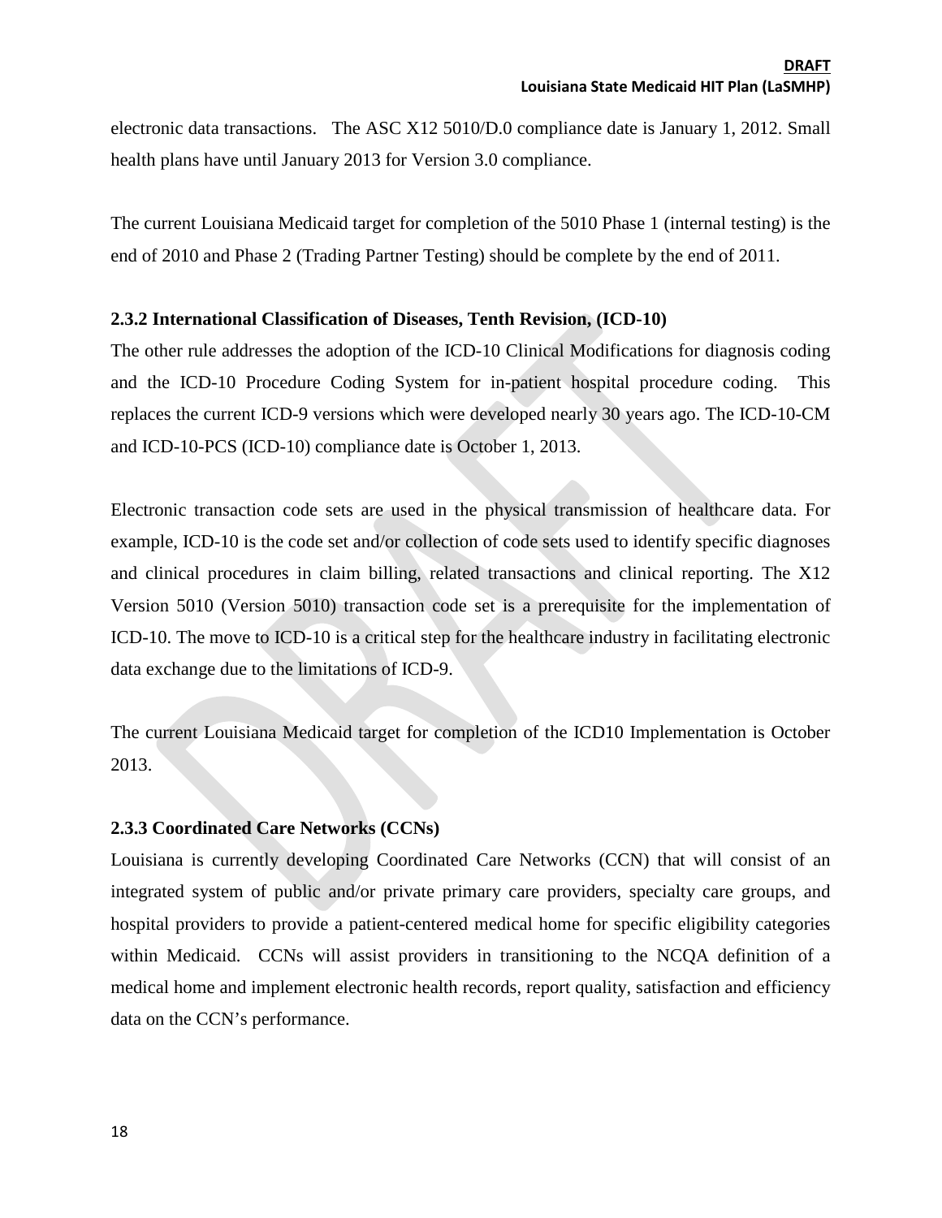electronic data transactions. The ASC X12 5010/D.0 compliance date is January 1, 2012. Small health plans have until January 2013 for Version 3.0 compliance.

The current Louisiana Medicaid target for completion of the 5010 Phase 1 (internal testing) is the end of 2010 and Phase 2 (Trading Partner Testing) should be complete by the end of 2011.

### 2.3.2 International Classification of Diseases, Tenth Revision, (ICD-10)

The other rule addresses the adoption of the ICD-10 Clinical Modifications for diagnosis coding and the ICD-10 Procedure Coding System for in-patient hospital procedure coding. This replaces the current ICD-9 versions which were developed nearly 30 years ago. The ICD-10-CM and ICD-10-PCS (ICD-10) compliance date is October 1, 2013.

Electronic transaction code sets are used in the physical transmission of healthcare data. For example, ICD-10 is the code set and/or collection of code sets used to identify specific diagnoses and clinical procedures in claim billing, related transactions and clinical reporting. The X12 Version 5010 (Version 5010) transaction code set is a prerequisite for the implementation of ICD-10. The move to ICD-10 is a critical step for the healthcare industry in facilitating electronic data exchange due to the limitations of ICD-9.

The current Louisiana Medicaid target for completion of the ICD10 Implementation is October 2013.

### 2.3.3 Coordinated Care Networks (CCNs)

Louisiana is currently developing Coordinated Care Networks (CCN) that will consist of an integrated system of public and/or private primary care providers, specialty care groups, and hospital providers to provide a patient-centered medical home for specific eligibility categories within Medicaid. CCNs will assist providers in transitioning to the NCQA definition of a medical home and implement electronic health records, report quality, satisfaction and efficiency data on the CCN's performance.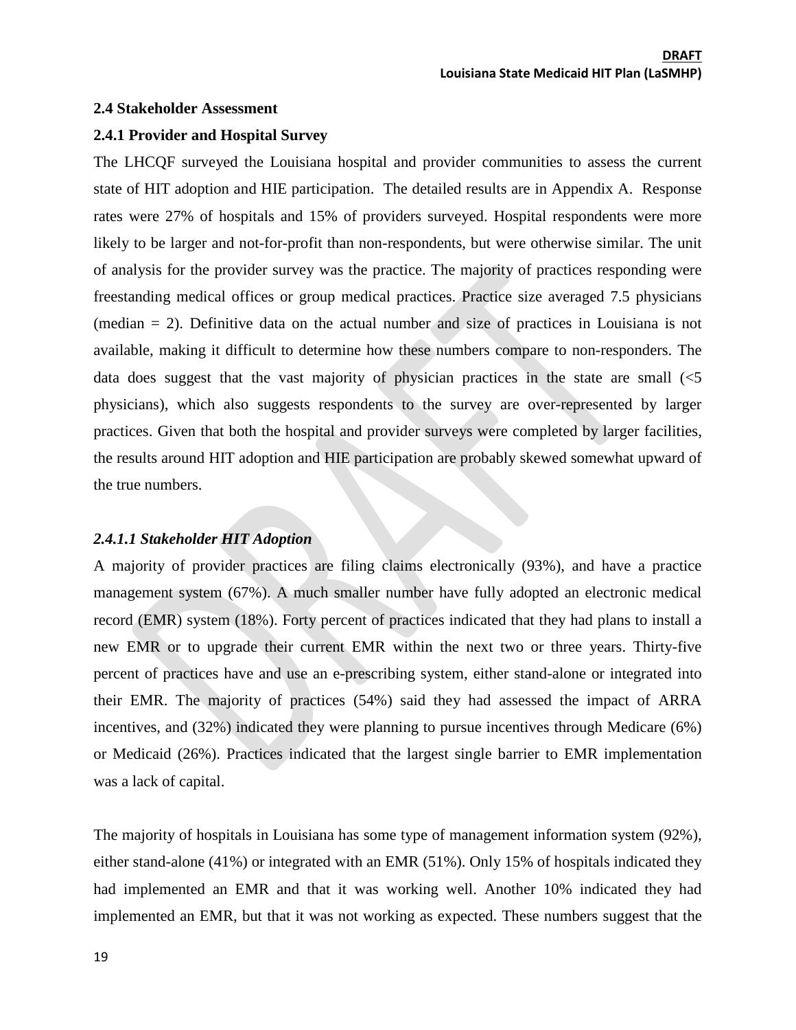## 2.4 Stakeholder Assessment

### 2.4.1 Provider and Hospital Survey

The LHCQF surveyed the Louisiana hospital and provider communities to assess the current state of HIT adoption and HIE participation. The detailed results are in Appendix A. Response rates were 27% of hospitals and 15% of providers surveyed. Hospital respondents were more likely to be larger and not-for-profit than non-respondents, but were otherwise similar. The unit of analysis for the provider survey was the practice. The majority of practices responding were freestanding medical offices or group medical practices. Practice size averaged 7.5 physicians (median = 2). Definitive data on the actual number and size of practices in Louisiana is not available, making it difficult to determine how these numbers compare to non-responders. The data does suggest that the vast majority of physician practices in the state are small (<5 physicians), which also suggests respondents to the survey are over-represented by larger practices. Given that both the hospital and provider surveys were completed by larger facilities, the results around HIT adoption and HIE participation are probably skewed somewhat upward of the true numbers.

#### *2.4.1.1 Stakeholder HIT Adoption*

A majority of provider practices are filing claims electronically (93%), and have a practice management system (67%). A much smaller number have fully adopted an electronic medical record (EMR) system (18%). Forty percent of practices indicated that they had plans to install a new EMR or to upgrade their current EMR within the next two or three years. Thirty-five percent of practices have and use an e-prescribing system, either stand-alone or integrated into their EMR. The majority of practices (54%) said they had assessed the impact of ARRA incentives, and (32%) indicated they were planning to pursue incentives through Medicare (6%) or Medicaid (26%). Practices indicated that the largest single barrier to EMR implementation was a lack of capital.

The majority of hospitals in Louisiana has some type of management information system (92%), either stand-alone (41%) or integrated with an EMR (51%). Only 15% of hospitals indicated they had implemented an EMR and that it was working well. Another 10% indicated they had implemented an EMR, but that it was not working as expected. These numbers suggest that the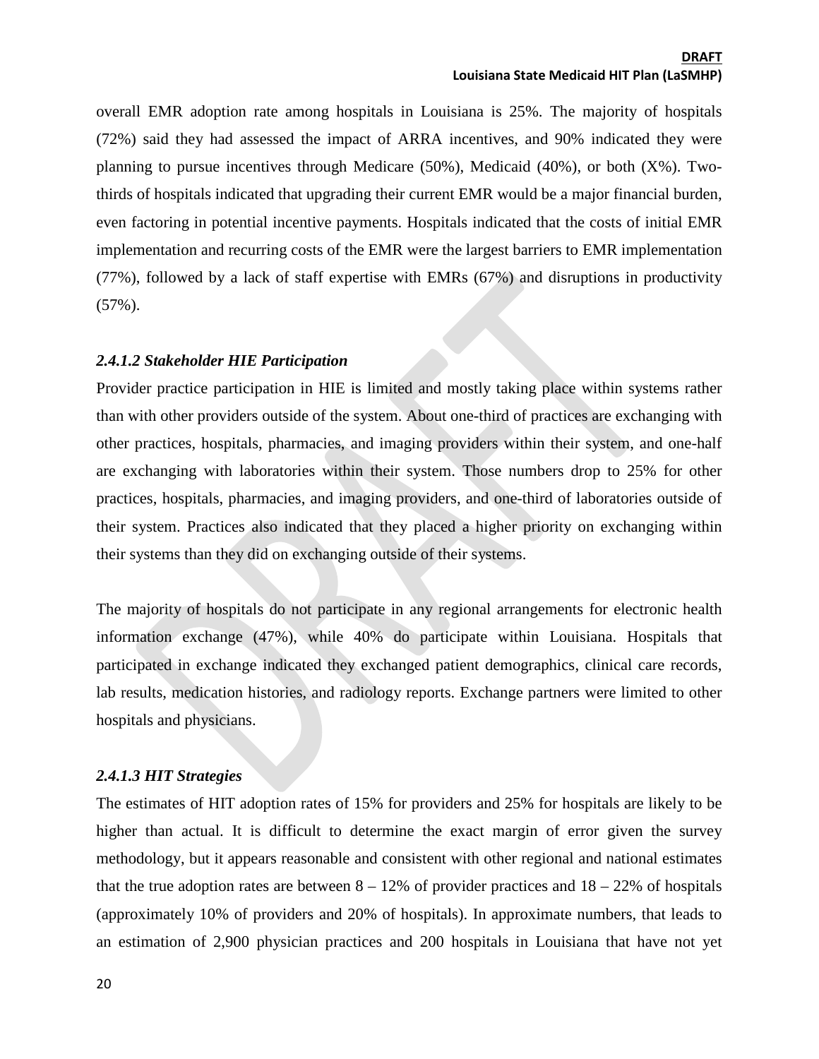overall EMR adoption rate among hospitals in Louisiana is 25%. The majority of hospitals (72%) said they had assessed the impact of ARRA incentives, and 90% indicated they were planning to pursue incentives through Medicare (50%), Medicaid (40%), or both (X%). Two-thirds of hospitals indicated that upgrading their current EMR would be a major financial burden, even factoring in potential incentive payments. Hospitals indicated that the costs of initial EMR implementation and recurring costs of the EMR were the largest barriers to EMR implementation (77%), followed by a lack of staff expertise with EMRs (67%) and disruptions in productivity (57%).

#### *2.4.1.2 Stakeholder HIE Participation*

Provider practice participation in HIE is limited and mostly taking place within systems rather than with other providers outside of the system. About one-third of practices are exchanging with other practices, hospitals, pharmacies, and imaging providers within their system, and one-half are exchanging with laboratories within their system. Those numbers drop to 25% for other practices, hospitals, pharmacies, and imaging providers, and one-third of laboratories outside of their system. Practices also indicated that they placed a higher priority on exchanging within their systems than they did on exchanging outside of their systems.

The majority of hospitals do not participate in any regional arrangements for electronic health information exchange (47%), while 40% do participate within Louisiana. Hospitals that participated in exchange indicated they exchanged patient demographics, clinical care records, lab results, medication histories, and radiology reports. Exchange partners were limited to other hospitals and physicians.

#### *2.4.1.3 HIT Strategies*

The estimates of HIT adoption rates of 15% for providers and 25% for hospitals are likely to be higher than actual. It is difficult to determine the exact margin of error given the survey methodology, but it appears reasonable and consistent with other regional and national estimates that the true adoption rates are between 8 – 12% of provider practices and 18 – 22% of hospitals (approximately 10% of providers and 20% of hospitals). In approximate numbers, that leads to an estimation of 2,900 physician practices and 200 hospitals in Louisiana that have not yet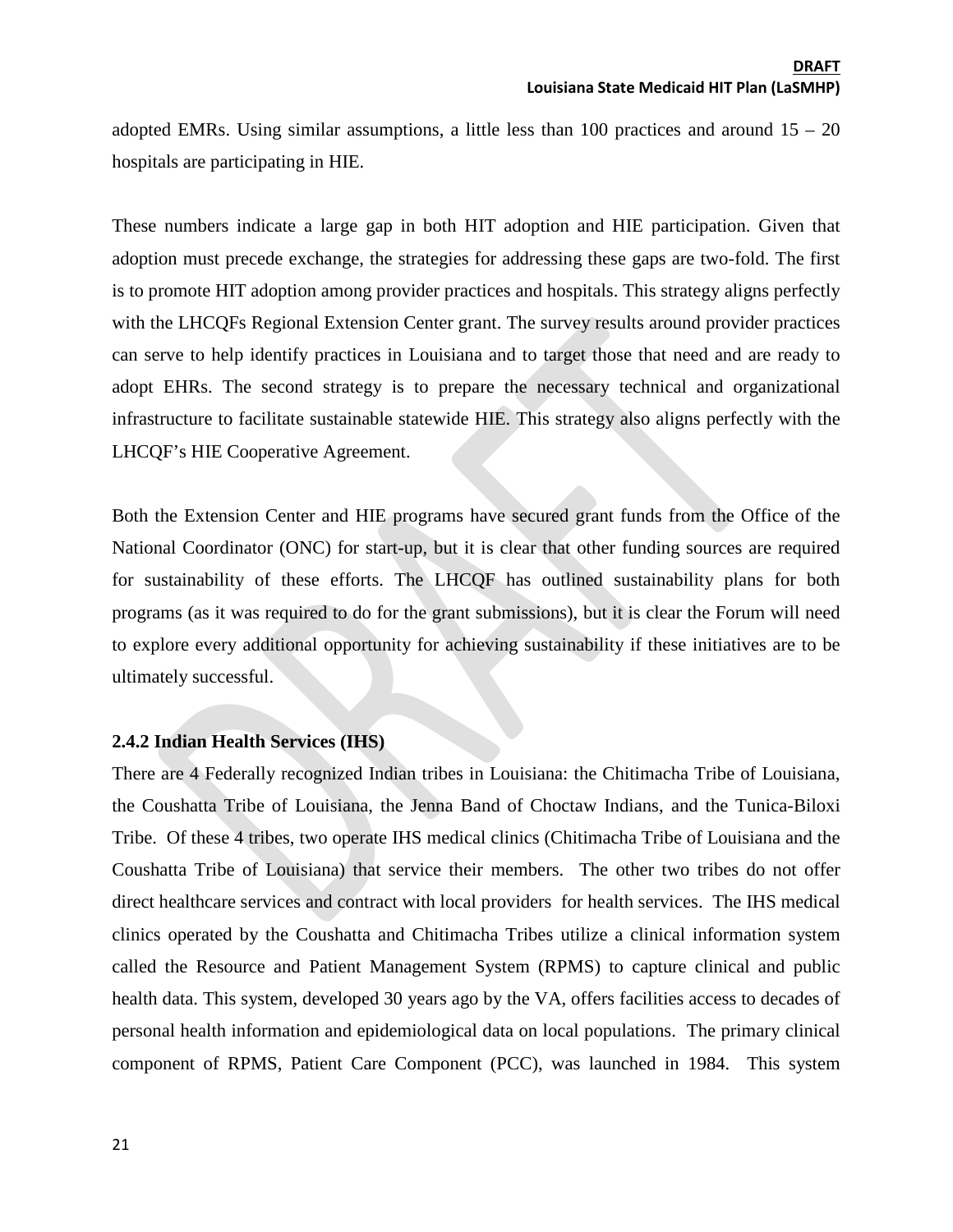adopted EMRs. Using similar assumptions, a little less than 100 practices and around 15 – 20 hospitals are participating in HIE.

These numbers indicate a large gap in both HIT adoption and HIE participation. Given that adoption must precede exchange, the strategies for addressing these gaps are two-fold. The first is to promote HIT adoption among provider practices and hospitals. This strategy aligns perfectly with the LHCQFs Regional Extension Center grant. The survey results around provider practices can serve to help identify practices in Louisiana and to target those that need and are ready to adopt EHRs. The second strategy is to prepare the necessary technical and organizational infrastructure to facilitate sustainable statewide HIE. This strategy also aligns perfectly with the LHCQF's HIE Cooperative Agreement.

Both the Extension Center and HIE programs have secured grant funds from the Office of the National Coordinator (ONC) for start-up, but it is clear that other funding sources are required for sustainability of these efforts. The LHCQF has outlined sustainability plans for both programs (as it was required to do for the grant submissions), but it is clear the Forum will need to explore every additional opportunity for achieving sustainability if these initiatives are to be ultimately successful.

### 2.4.2 Indian Health Services (IHS)

There are 4 Federally recognized Indian tribes in Louisiana: the Chitimacha Tribe of Louisiana, the Coushatta Tribe of Louisiana, the Jenna Band of Choctaw Indians, and the Tunica-Biloxi Tribe. Of these 4 tribes, two operate IHS medical clinics (Chitimacha Tribe of Louisiana and the Coushatta Tribe of Louisiana) that service their members. The other two tribes do not offer direct healthcare services and contract with local providers for health services. The IHS medical clinics operated by the Coushatta and Chitimacha Tribes utilize a clinical information system called the Resource and Patient Management System (RPMS) to capture clinical and public health data. This system, developed 30 years ago by the VA, offers facilities access to decades of personal health information and epidemiological data on local populations. The primary clinical component of RPMS, Patient Care Component (PCC), was launched in 1984. This system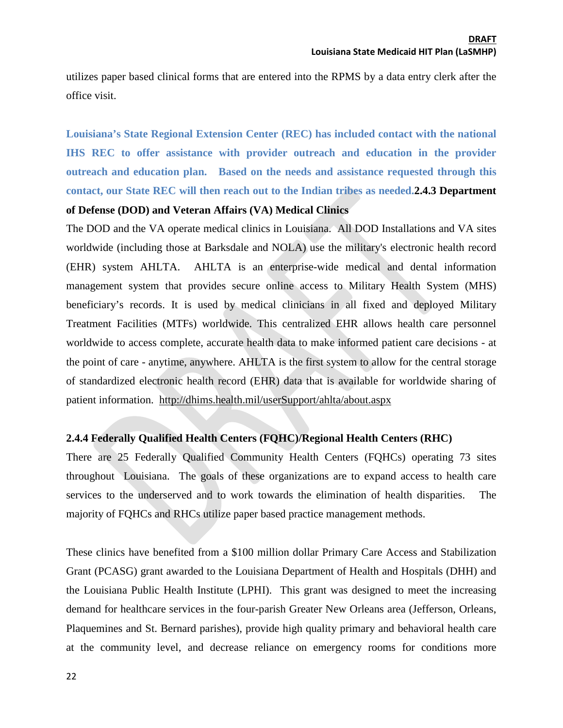utilizes paper based clinical forms that are entered into the RPMS by a data entry clerk after the office visit.

**Louisiana's State Regional Extension Center (REC) has included contact with the national IHS REC to offer assistance with provider outreach and education in the provider outreach and education plan. Based on the needs and assistance requested through this contact, our State REC will then reach out to the Indian tribes as needed.**

### 2.4.3 Department of Defense (DOD) and Veteran Affairs (VA) Medical Clinics

The DOD and the VA operate medical clinics in Louisiana. All DOD Installations and VA sites worldwide (including those at Barksdale and NOLA) use the military's electronic health record (EHR) system AHLTA. AHLTA is an enterprise-wide medical and dental information management system that provides secure online access to Military Health System (MHS) beneficiary's records. It is used by medical clinicians in all fixed and deployed Military Treatment Facilities (MTFs) worldwide. This centralized EHR allows health care personnel worldwide to access complete, accurate health data to make informed patient care decisions - at the point of care - anytime, anywhere. AHLTA is the first system to allow for the central storage of standardized electronic health record (EHR) data that is available for worldwide sharing of patient information. http://dhims.health.mil/userSupport/ahlta/about.aspx

### 2.4.4 Federally Qualified Health Centers (FQHC)/Regional Health Centers (RHC)

There are 25 Federally Qualified Community Health Centers (FQHCs) operating 73 sites throughout Louisiana. The goals of these organizations are to expand access to health care services to the underserved and to work towards the elimination of health disparities. The majority of FQHCs and RHCs utilize paper based practice management methods.

These clinics have benefited from a $100 million dollar Primary Care Access and Stabilization Grant (PCASG) grant awarded to the Louisiana Department of Health and Hospitals (DHH) and the Louisiana Public Health Institute (LPHI). This grant was designed to meet the increasing demand for healthcare services in the four-parish Greater New Orleans area (Jefferson, Orleans, Plaquemines and St. Bernard parishes), provide high quality primary and behavioral health care at the community level, and decrease reliance on emergency rooms for conditions more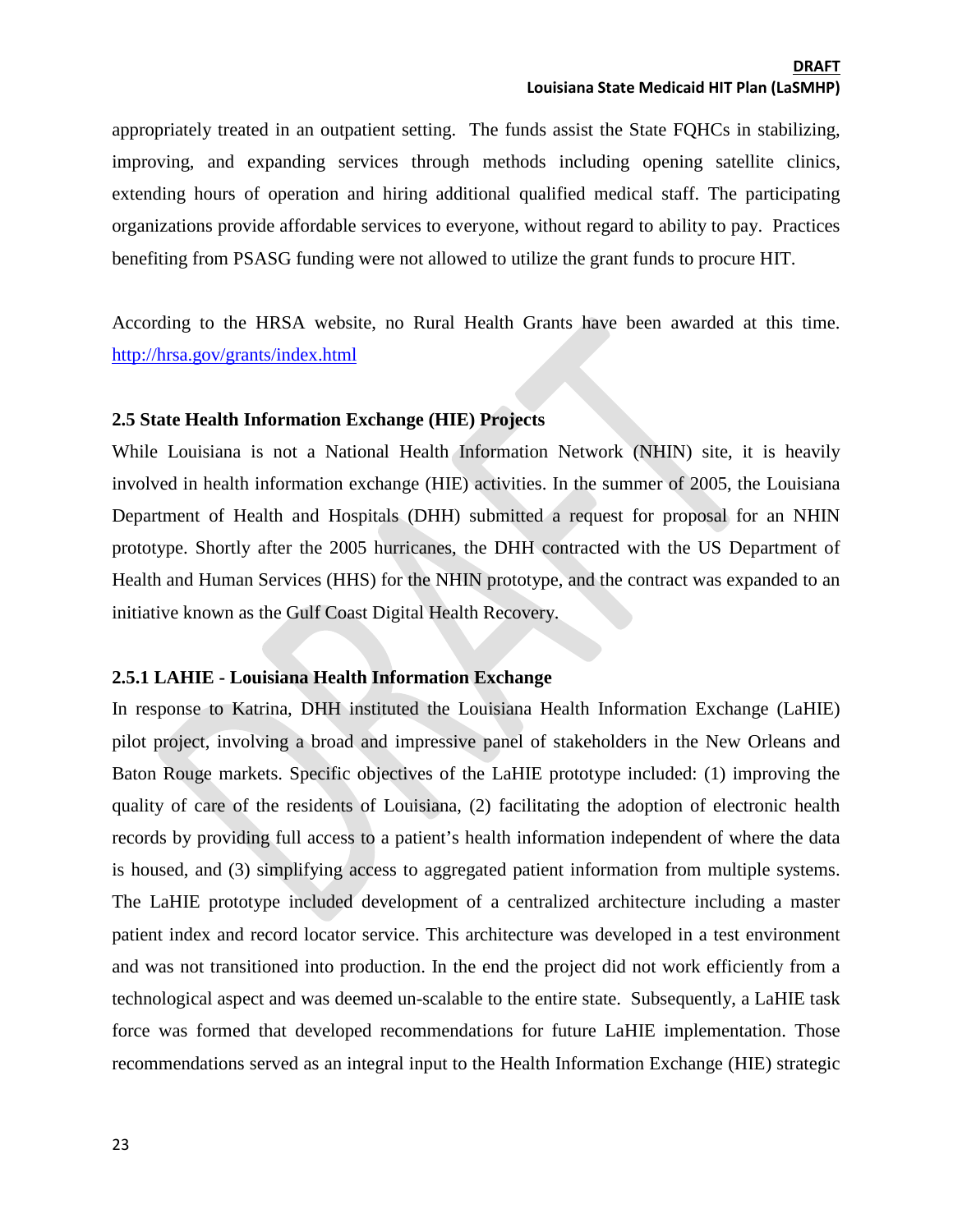appropriately treated in an outpatient setting. The funds assist the State FQHCs in stabilizing, improving, and expanding services through methods including opening satellite clinics, extending hours of operation and hiring additional qualified medical staff. The participating organizations provide affordable services to everyone, without regard to ability to pay. Practices benefiting from PSASG funding were not allowed to utilize the grant funds to procure HIT.

According to the HRSA website, no Rural Health Grants have been awarded at this time. http://hrsa.gov/grants/index.html

### 2.5 State Health Information Exchange (HIE) Projects

While Louisiana is not a National Health Information Network (NHIN) site, it is heavily involved in health information exchange (HIE) activities. In the summer of 2005, the Louisiana Department of Health and Hospitals (DHH) submitted a request for proposal for an NHIN prototype. Shortly after the 2005 hurricanes, the DHH contracted with the US Department of Health and Human Services (HHS) for the NHIN prototype, and the contract was expanded to an initiative known as the Gulf Coast Digital Health Recovery.

#### 2.5.1 LAHIE - Louisiana Health Information Exchange

In response to Katrina, DHH instituted the Louisiana Health Information Exchange (LaHIE) pilot project, involving a broad and impressive panel of stakeholders in the New Orleans and Baton Rouge markets. Specific objectives of the LaHIE prototype included: (1) improving the quality of care of the residents of Louisiana, (2) facilitating the adoption of electronic health records by providing full access to a patient's health information independent of where the data is housed, and (3) simplifying access to aggregated patient information from multiple systems. The LaHIE prototype included development of a centralized architecture including a master patient index and record locator service. This architecture was developed in a test environment and was not transitioned into production. In the end the project did not work efficiently from a technological aspect and was deemed un-scalable to the entire state. Subsequently, a LaHIE task force was formed that developed recommendations for future LaHIE implementation. Those recommendations served as an integral input to the Health Information Exchange (HIE) strategic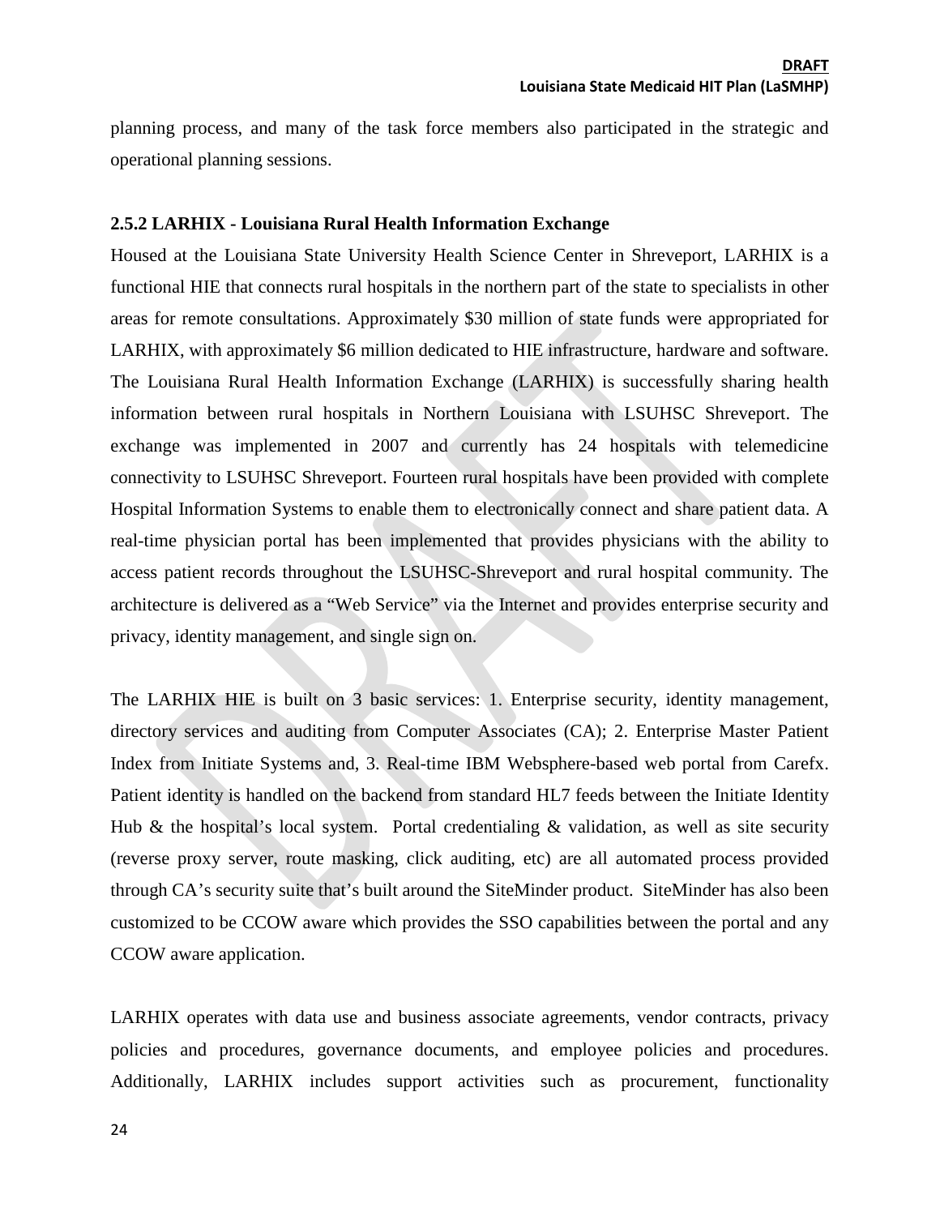planning process, and many of the task force members also participated in the strategic and operational planning sessions.

### 2.5.2 LARHIX - Louisiana Rural Health Information Exchange

Housed at the Louisiana State University Health Science Center in Shreveport, LARHIX is a functional HIE that connects rural hospitals in the northern part of the state to specialists in other areas for remote consultations. Approximately $30 million of state funds were appropriated for LARHIX, with approximately $6 million dedicated to HIE infrastructure, hardware and software. The Louisiana Rural Health Information Exchange (LARHIX) is successfully sharing health information between rural hospitals in Northern Louisiana with LSUHSC Shreveport. The exchange was implemented in 2007 and currently has 24 hospitals with telemedicine connectivity to LSUHSC Shreveport. Fourteen rural hospitals have been provided with complete Hospital Information Systems to enable them to electronically connect and share patient data. A real-time physician portal has been implemented that provides physicians with the ability to access patient records throughout the LSUHSC-Shreveport and rural hospital community. The architecture is delivered as a "Web Service" via the Internet and provides enterprise security and privacy, identity management, and single sign on.

The LARHIX HIE is built on 3 basic services: 1. Enterprise security, identity management, directory services and auditing from Computer Associates (CA); 2. Enterprise Master Patient Index from Initiate Systems and, 3. Real-time IBM Websphere-based web portal from Carefx. Patient identity is handled on the backend from standard HL7 feeds between the Initiate Identity Hub & the hospital's local system. Portal credentialing & validation, as well as site security (reverse proxy server, route masking, click auditing, etc) are all automated process provided through CA's security suite that's built around the SiteMinder product. SiteMinder has also been customized to be CCOW aware which provides the SSO capabilities between the portal and any CCOW aware application.

LARHIX operates with data use and business associate agreements, vendor contracts, privacy policies and procedures, governance documents, and employee policies and procedures. Additionally, LARHIX includes support activities such as procurement, functionality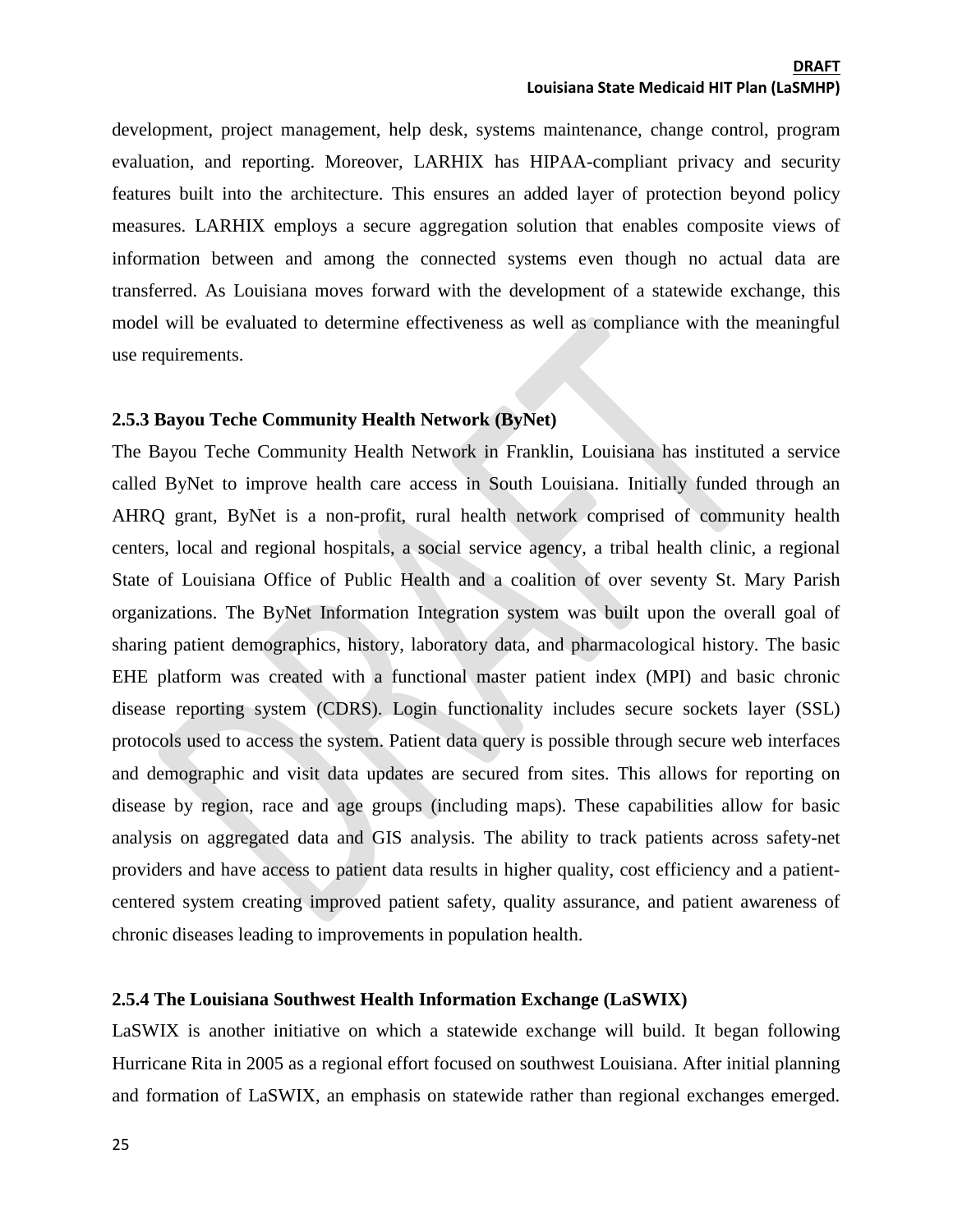development, project management, help desk, systems maintenance, change control, program evaluation, and reporting. Moreover, LARHIX has HIPAA-compliant privacy and security features built into the architecture. This ensures an added layer of protection beyond policy measures. LARHIX employs a secure aggregation solution that enables composite views of information between and among the connected systems even though no actual data are transferred. As Louisiana moves forward with the development of a statewide exchange, this model will be evaluated to determine effectiveness as well as compliance with the meaningful use requirements.

### 2.5.3 Bayou Teche Community Health Network (ByNet)

The Bayou Teche Community Health Network in Franklin, Louisiana has instituted a service called ByNet to improve health care access in South Louisiana. Initially funded through an AHRQ grant, ByNet is a non-profit, rural health network comprised of community health centers, local and regional hospitals, a social service agency, a tribal health clinic, a regional State of Louisiana Office of Public Health and a coalition of over seventy St. Mary Parish organizations. The ByNet Information Integration system was built upon the overall goal of sharing patient demographics, history, laboratory data, and pharmacological history. The basic EHE platform was created with a functional master patient index (MPI) and basic chronic disease reporting system (CDRS). Login functionality includes secure sockets layer (SSL) protocols used to access the system. Patient data query is possible through secure web interfaces and demographic and visit data updates are secured from sites. This allows for reporting on disease by region, race and age groups (including maps). These capabilities allow for basic analysis on aggregated data and GIS analysis. The ability to track patients across safety-net providers and have access to patient data results in higher quality, cost efficiency and a patient-centered system creating improved patient safety, quality assurance, and patient awareness of chronic diseases leading to improvements in population health.

### 2.5.4 The Louisiana Southwest Health Information Exchange (LaSWIX)

LaSWIX is another initiative on which a statewide exchange will build. It began following Hurricane Rita in 2005 as a regional effort focused on southwest Louisiana. After initial planning and formation of LaSWIX, an emphasis on statewide rather than regional exchanges emerged.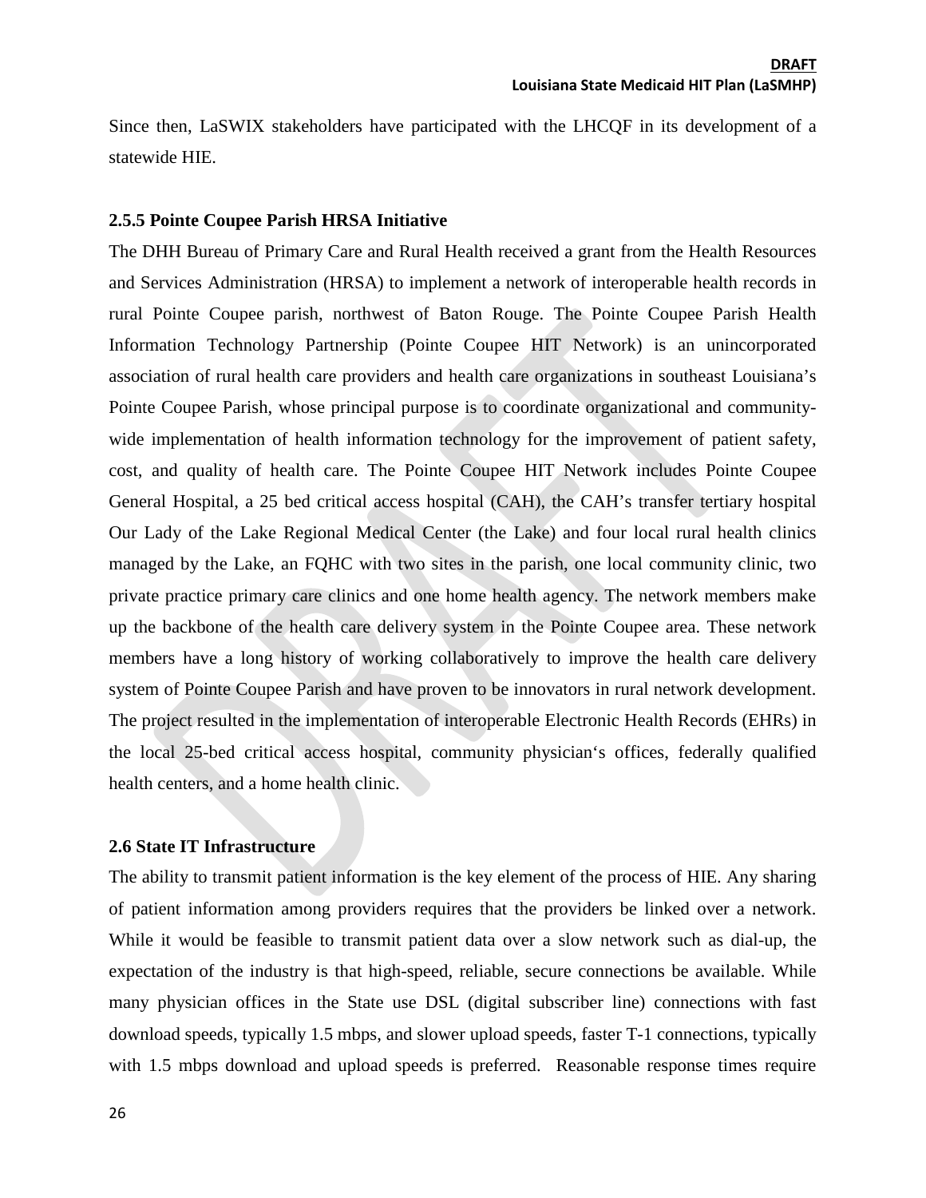Since then, LaSWIX stakeholders have participated with the LHCQF in its development of a statewide HIE.

### 2.5.5 Pointe Coupee Parish HRSA Initiative

The DHH Bureau of Primary Care and Rural Health received a grant from the Health Resources and Services Administration (HRSA) to implement a network of interoperable health records in rural Pointe Coupee parish, northwest of Baton Rouge. The Pointe Coupee Parish Health Information Technology Partnership (Pointe Coupee HIT Network) is an unincorporated association of rural health care providers and health care organizations in southeast Louisiana's Pointe Coupee Parish, whose principal purpose is to coordinate organizational and community-wide implementation of health information technology for the improvement of patient safety, cost, and quality of health care. The Pointe Coupee HIT Network includes Pointe Coupee General Hospital, a 25 bed critical access hospital (CAH), the CAH's transfer tertiary hospital Our Lady of the Lake Regional Medical Center (the Lake) and four local rural health clinics managed by the Lake, an FQHC with two sites in the parish, one local community clinic, two private practice primary care clinics and one home health agency. The network members make up the backbone of the health care delivery system in the Pointe Coupee area. These network members have a long history of working collaboratively to improve the health care delivery system of Pointe Coupee Parish and have proven to be innovators in rural network development. The project resulted in the implementation of interoperable Electronic Health Records (EHRs) in the local 25-bed critical access hospital, community physician's offices, federally qualified health centers, and a home health clinic.

## 2.6 State IT Infrastructure

The ability to transmit patient information is the key element of the process of HIE. Any sharing of patient information among providers requires that the providers be linked over a network. While it would be feasible to transmit patient data over a slow network such as dial-up, the expectation of the industry is that high-speed, reliable, secure connections be available. While many physician offices in the State use DSL (digital subscriber line) connections with fast download speeds, typically 1.5 mbps, and slower upload speeds, faster T-1 connections, typically with 1.5 mbps download and upload speeds is preferred. Reasonable response times require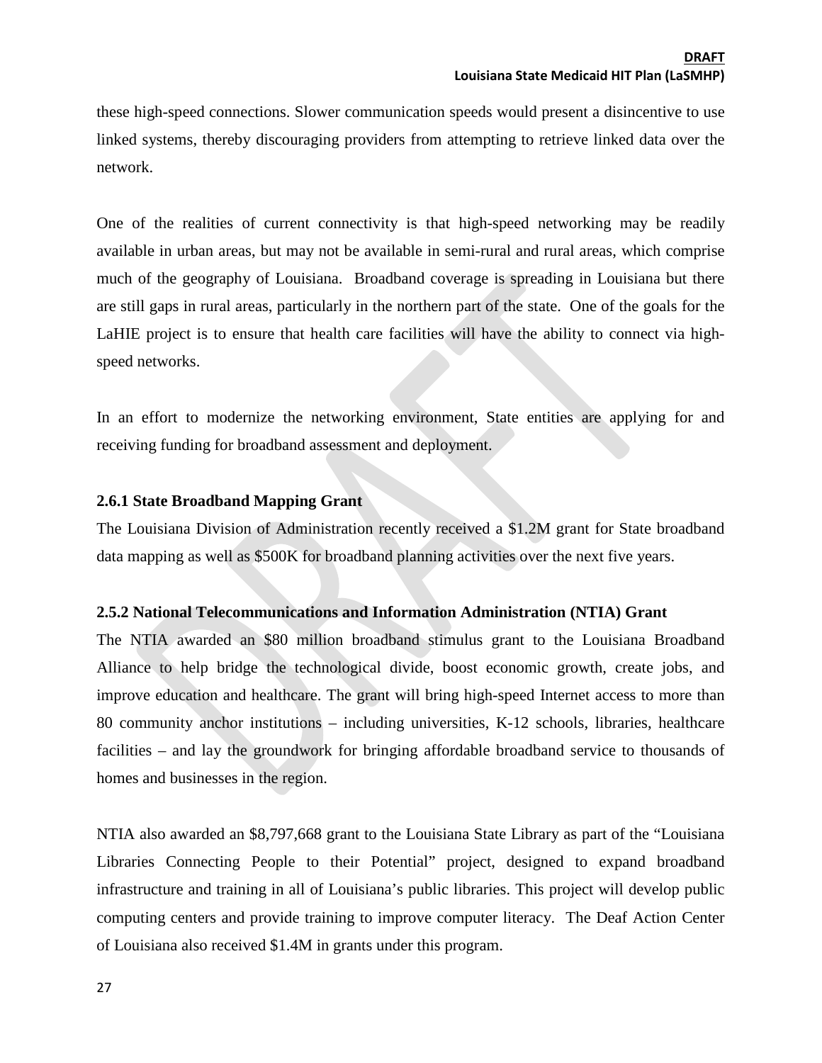these high-speed connections. Slower communication speeds would present a disincentive to use linked systems, thereby discouraging providers from attempting to retrieve linked data over the network.

One of the realities of current connectivity is that high-speed networking may be readily available in urban areas, but may not be available in semi-rural and rural areas, which comprise much of the geography of Louisiana. Broadband coverage is spreading in Louisiana but there are still gaps in rural areas, particularly in the northern part of the state. One of the goals for the LaHIE project is to ensure that health care facilities will have the ability to connect via high-speed networks.

In an effort to modernize the networking environment, State entities are applying for and receiving funding for broadband assessment and deployment.

### 2.6.1 State Broadband Mapping Grant

The Louisiana Division of Administration recently received a $1.2M grant for State broadband data mapping as well as $500K for broadband planning activities over the next five years.

### 2.5.2 National Telecommunications and Information Administration (NTIA) Grant

The NTIA awarded an $80 million broadband stimulus grant to the Louisiana Broadband Alliance to help bridge the technological divide, boost economic growth, create jobs, and improve education and healthcare. The grant will bring high-speed Internet access to more than 80 community anchor institutions – including universities, K-12 schools, libraries, healthcare facilities – and lay the groundwork for bringing affordable broadband service to thousands of homes and businesses in the region.

NTIA also awarded an $8,797,668 grant to the Louisiana State Library as part of the "Louisiana Libraries Connecting People to their Potential" project, designed to expand broadband infrastructure and training in all of Louisiana's public libraries. This project will develop public computing centers and provide training to improve computer literacy. The Deaf Action Center of Louisiana also received $1.4M in grants under this program.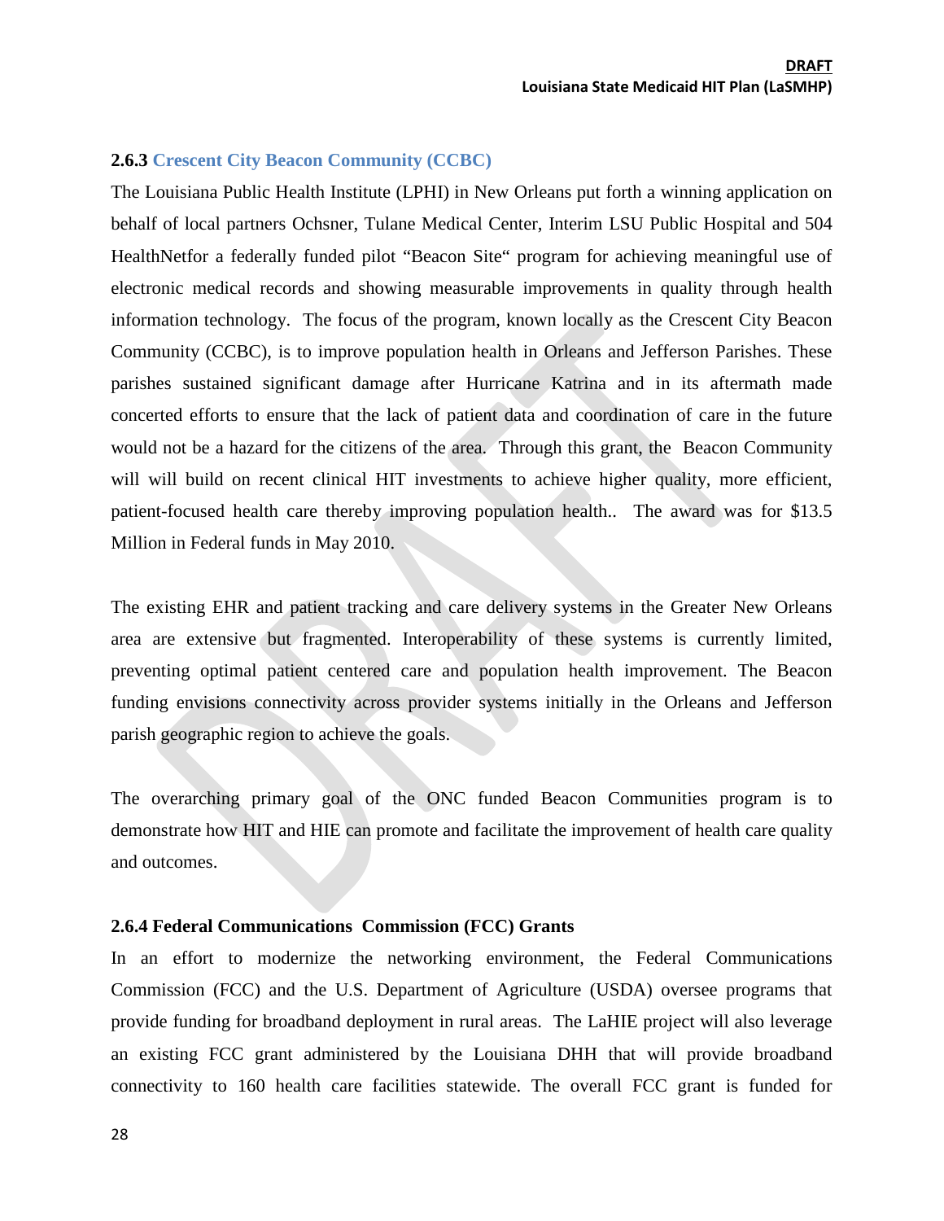### 2.6.3 Crescent City Beacon Community (CCBC)

The Louisiana Public Health Institute (LPHI) in New Orleans put forth a winning application on behalf of local partners Ochsner, Tulane Medical Center, Interim LSU Public Hospital and 504 HealthNetfor a federally funded pilot "Beacon Site" program for achieving meaningful use of electronic medical records and showing measurable improvements in quality through health information technology. The focus of the program, known locally as the Crescent City Beacon Community (CCBC), is to improve population health in Orleans and Jefferson Parishes. These parishes sustained significant damage after Hurricane Katrina and in its aftermath made concerted efforts to ensure that the lack of patient data and coordination of care in the future would not be a hazard for the citizens of the area. Through this grant, the Beacon Community will will build on recent clinical HIT investments to achieve higher quality, more efficient, patient-focused health care thereby improving population health.. The award was for $13.5 Million in Federal funds in May 2010.

The existing EHR and patient tracking and care delivery systems in the Greater New Orleans area are extensive but fragmented. Interoperability of these systems is currently limited, preventing optimal patient centered care and population health improvement. The Beacon funding envisions connectivity across provider systems initially in the Orleans and Jefferson parish geographic region to achieve the goals.

The overarching primary goal of the ONC funded Beacon Communities program is to demonstrate how HIT and HIE can promote and facilitate the improvement of health care quality and outcomes.

### 2.6.4 Federal Communications Commission (FCC) Grants

In an effort to modernize the networking environment, the Federal Communications Commission (FCC) and the U.S. Department of Agriculture (USDA) oversee programs that provide funding for broadband deployment in rural areas. The LaHIE project will also leverage an existing FCC grant administered by the Louisiana DHH that will provide broadband connectivity to 160 health care facilities statewide. The overall FCC grant is funded for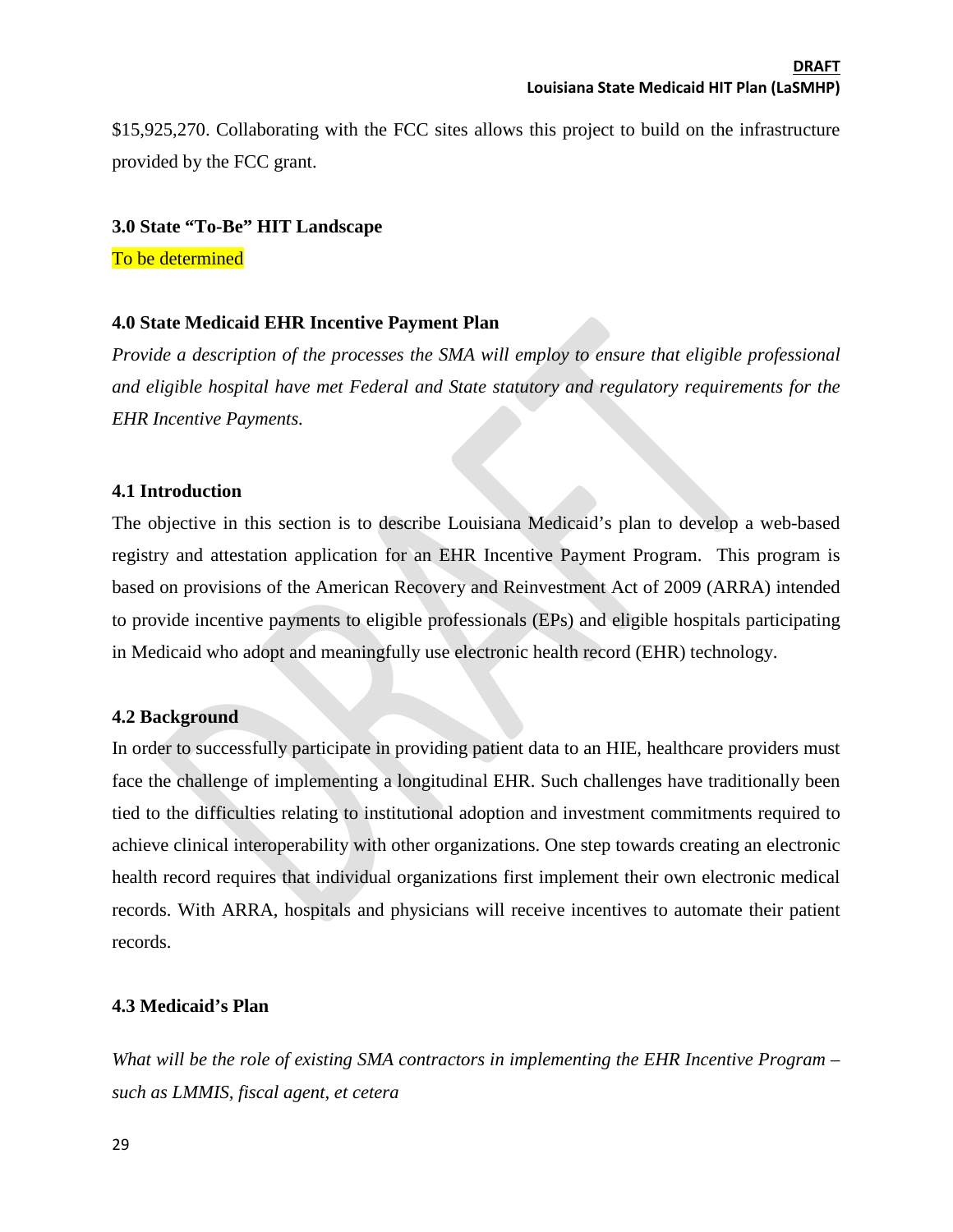$15,925,270. Collaborating with the FCC sites allows this project to build on the infrastructure provided by the FCC grant.

## 3.0 State "To-Be" HIT Landscape

To be determined

## 4.0 State Medicaid EHR Incentive Payment Plan

*Provide a description of the processes the SMA will employ to ensure that eligible professional and eligible hospital have met Federal and State statutory and regulatory requirements for the EHR Incentive Payments.*

### 4.1 Introduction

The objective in this section is to describe Louisiana Medicaid's plan to develop a web-based registry and attestation application for an EHR Incentive Payment Program. This program is based on provisions of the American Recovery and Reinvestment Act of 2009 (ARRA) intended to provide incentive payments to eligible professionals (EPs) and eligible hospitals participating in Medicaid who adopt and meaningfully use electronic health record (EHR) technology.

### 4.2 Background

In order to successfully participate in providing patient data to an HIE, healthcare providers must face the challenge of implementing a longitudinal EHR. Such challenges have traditionally been tied to the difficulties relating to institutional adoption and investment commitments required to achieve clinical interoperability with other organizations. One step towards creating an electronic health record requires that individual organizations first implement their own electronic medical records. With ARRA, hospitals and physicians will receive incentives to automate their patient records.

### 4.3 Medicaid's Plan

*What will be the role of existing SMA contractors in implementing the EHR Incentive Program – such as LMMIS, fiscal agent, et cetera*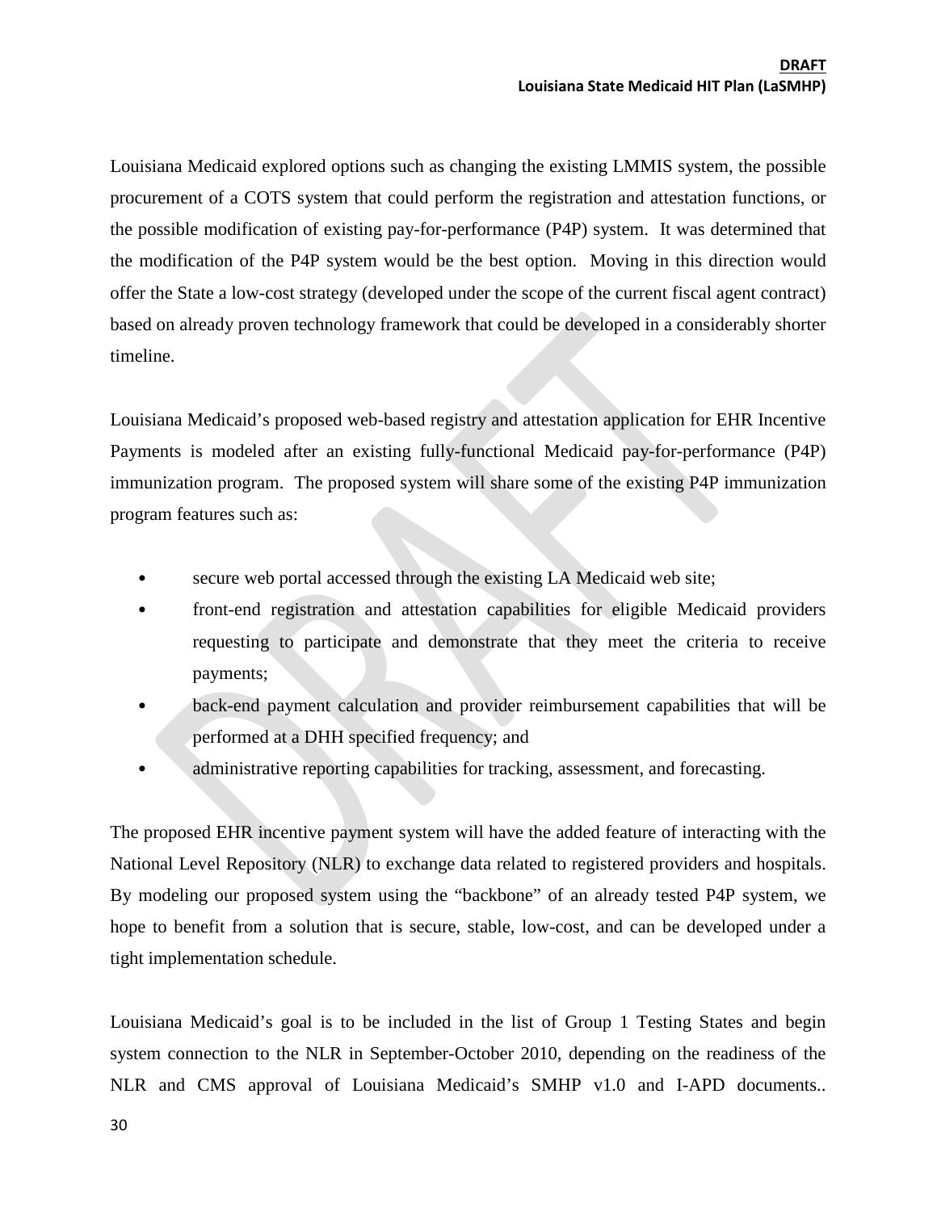Louisiana Medicaid explored options such as changing the existing LMMIS system, the possible procurement of a COTS system that could perform the registration and attestation functions, or the possible modification of existing pay-for-performance (P4P) system. It was determined that the modification of the P4P system would be the best option. Moving in this direction would offer the State a low-cost strategy (developed under the scope of the current fiscal agent contract) based on already proven technology framework that could be developed in a considerably shorter timeline.

Louisiana Medicaid's proposed web-based registry and attestation application for EHR Incentive Payments is modeled after an existing fully-functional Medicaid pay-for-performance (P4P) immunization program. The proposed system will share some of the existing P4P immunization program features such as:

- secure web portal accessed through the existing LA Medicaid web site;
- front-end registration and attestation capabilities for eligible Medicaid providers requesting to participate and demonstrate that they meet the criteria to receive payments;
- back-end payment calculation and provider reimbursement capabilities that will be performed at a DHH specified frequency; and
- administrative reporting capabilities for tracking, assessment, and forecasting.

The proposed EHR incentive payment system will have the added feature of interacting with the National Level Repository (NLR) to exchange data related to registered providers and hospitals. By modeling our proposed system using the "backbone" of an already tested P4P system, we hope to benefit from a solution that is secure, stable, low-cost, and can be developed under a tight implementation schedule.

Louisiana Medicaid's goal is to be included in the list of Group 1 Testing States and begin system connection to the NLR in September-October 2010, depending on the readiness of the NLR and CMS approval of Louisiana Medicaid's SMHP v1.0 and I-APD documents..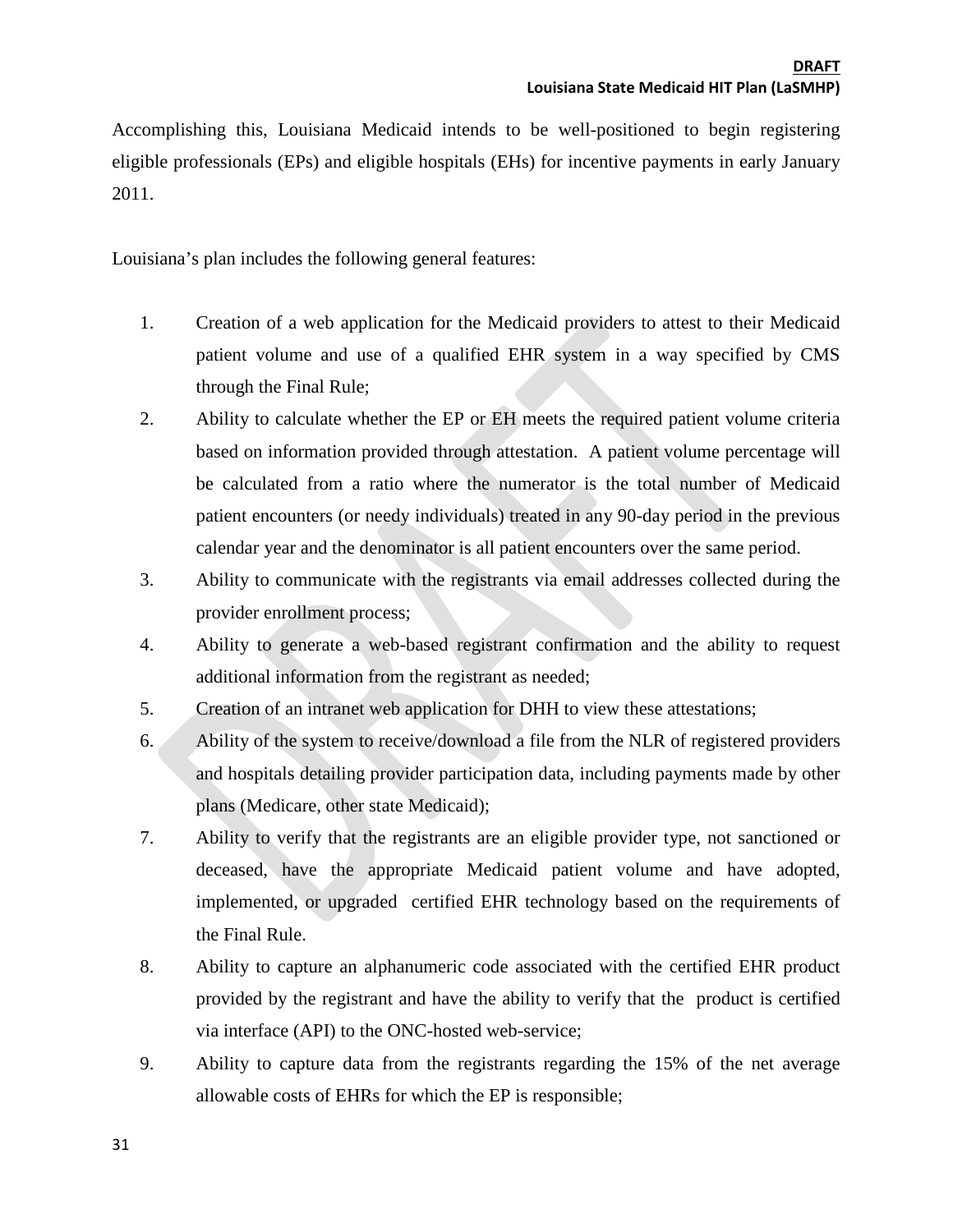Accomplishing this, Louisiana Medicaid intends to be well-positioned to begin registering eligible professionals (EPs) and eligible hospitals (EHs) for incentive payments in early January 2011.

Louisiana's plan includes the following general features:

1. Creation of a web application for the Medicaid providers to attest to their Medicaid patient volume and use of a qualified EHR system in a way specified by CMS through the Final Rule;
2. Ability to calculate whether the EP or EH meets the required patient volume criteria based on information provided through attestation. A patient volume percentage will be calculated from a ratio where the numerator is the total number of Medicaid patient encounters (or needy individuals) treated in any 90-day period in the previous calendar year and the denominator is all patient encounters over the same period.
3. Ability to communicate with the registrants via email addresses collected during the provider enrollment process;
4. Ability to generate a web-based registrant confirmation and the ability to request additional information from the registrant as needed;
5. Creation of an intranet web application for DHH to view these attestations;
6. Ability of the system to receive/download a file from the NLR of registered providers and hospitals detailing provider participation data, including payments made by other plans (Medicare, other state Medicaid);
7. Ability to verify that the registrants are an eligible provider type, not sanctioned or deceased, have the appropriate Medicaid patient volume and have adopted, implemented, or upgraded certified EHR technology based on the requirements of the Final Rule.
8. Ability to capture an alphanumeric code associated with the certified EHR product provided by the registrant and have the ability to verify that the product is certified via interface (API) to the ONC-hosted web-service;
9. Ability to capture data from the registrants regarding the 15% of the net average allowable costs of EHRs for which the EP is responsible;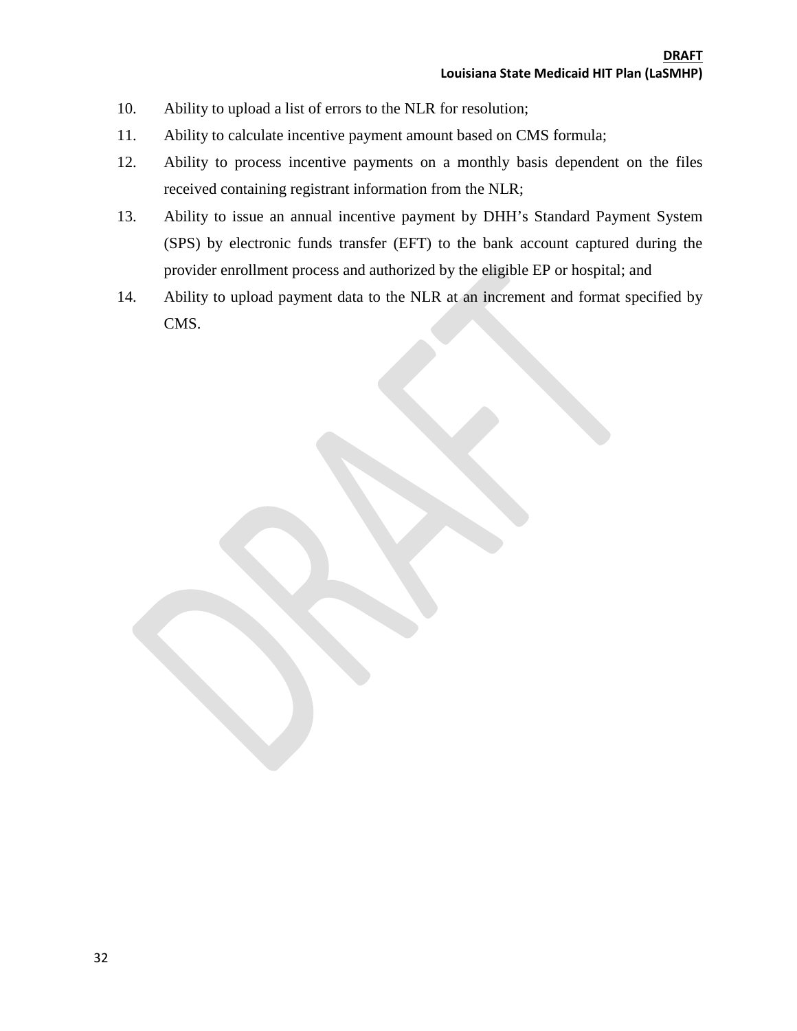10. Ability to upload a list of errors to the NLR for resolution;
11. Ability to calculate incentive payment amount based on CMS formula;
12. Ability to process incentive payments on a monthly basis dependent on the files received containing registrant information from the NLR;
13. Ability to issue an annual incentive payment by DHH's Standard Payment System (SPS) by electronic funds transfer (EFT) to the bank account captured during the provider enrollment process and authorized by the eligible EP or hospital; and
14. Ability to upload payment data to the NLR at an increment and format specified by CMS.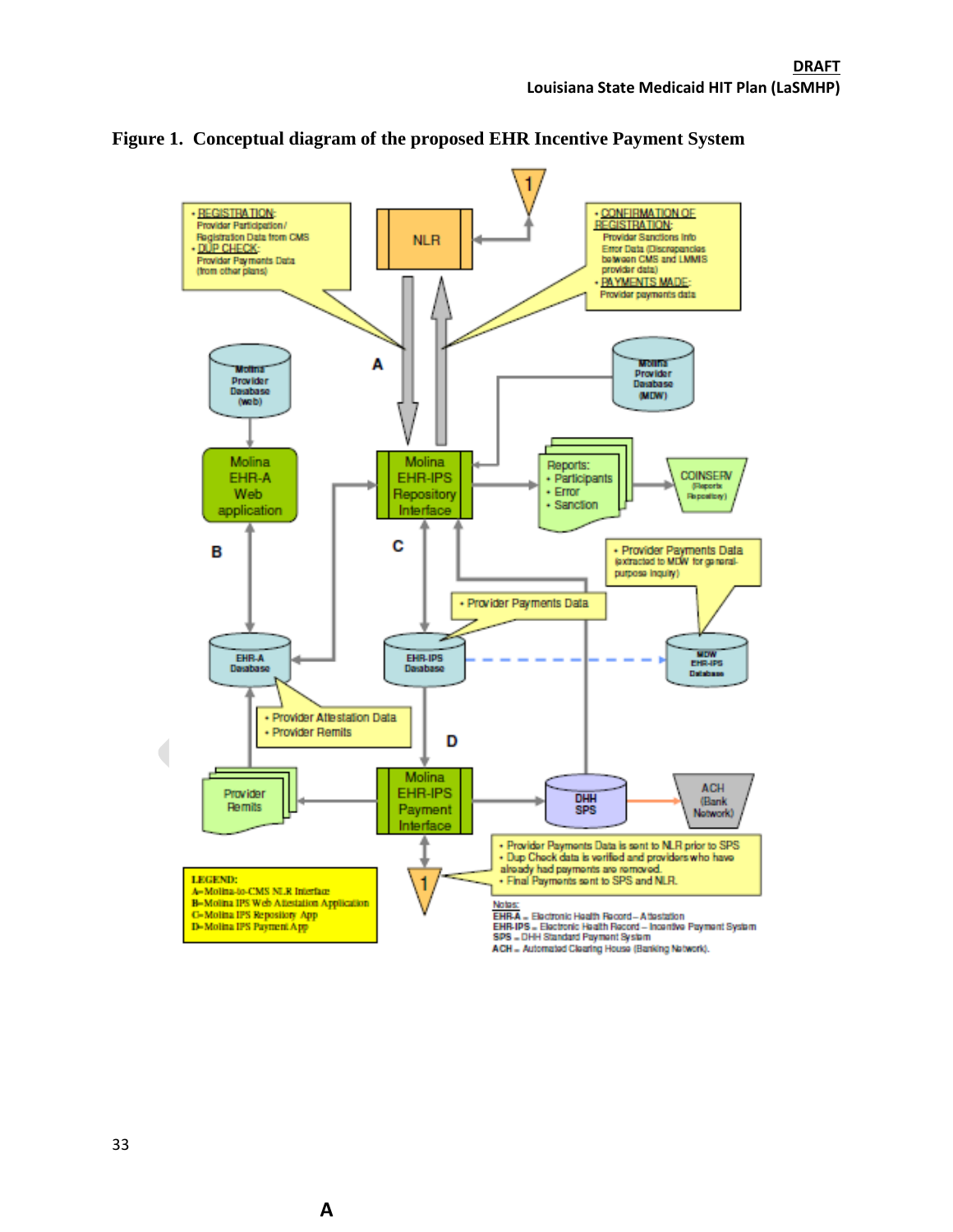**Figure 1. Conceptual diagram of the proposed EHR Incentive Payment System**

- REGISTRATION: Provider Participation / Registration Data from CMS
- DUP CHECK: Provider Payments Data (from other plans)

NLR

1

- CONFIRMATION OF REGISTRATION: Provider Sanctions Info Error Data (Discrepancies between CMS and LMMIS provider data)
- PAYMENTS MADE: Provider payments data

A

Molina Provider Database (web)

Molina Provider Database (MDW)

Molina EHR-A Web application

Molina EHR-IPS Repository Interface

Reports:
- Participants
- Error
- Sanction

COINSERV (Reports Repository)

B

C

- Provider Payments Data (extracted to MDW for general-purpose inquiry)

- Provider Payments Data

EHR-A Database

EHR-IPS Database

MDW EHR-IPS Database

- Provider Attestation Data
- Provider Remits

D

Provider Remits

Molina EHR-IPS Payment Interface

DHH SPS

ACH (Bank Network)

- Provider Payments Data is sent to NLR prior to SPS
- Dup Check data is verified and providers who have already had payments are removed.
- Final Payments sent to SPS and NLR.

1

**LEGEND:**
A–Molina-to-CMS NLR Interface
B–Molina IPS Web Attestation Application
C–Molina IPS Repository App
D–Molina IPS Payment App

Notes:
**EHR-A** – Electronic Health Record – Attestation
**EHR-IPS** – Electronic Health Record – Incentive Payment System
**SPS** – DHH Standard Payment System
**ACH** – Automated Clearing House (Banking Network).

A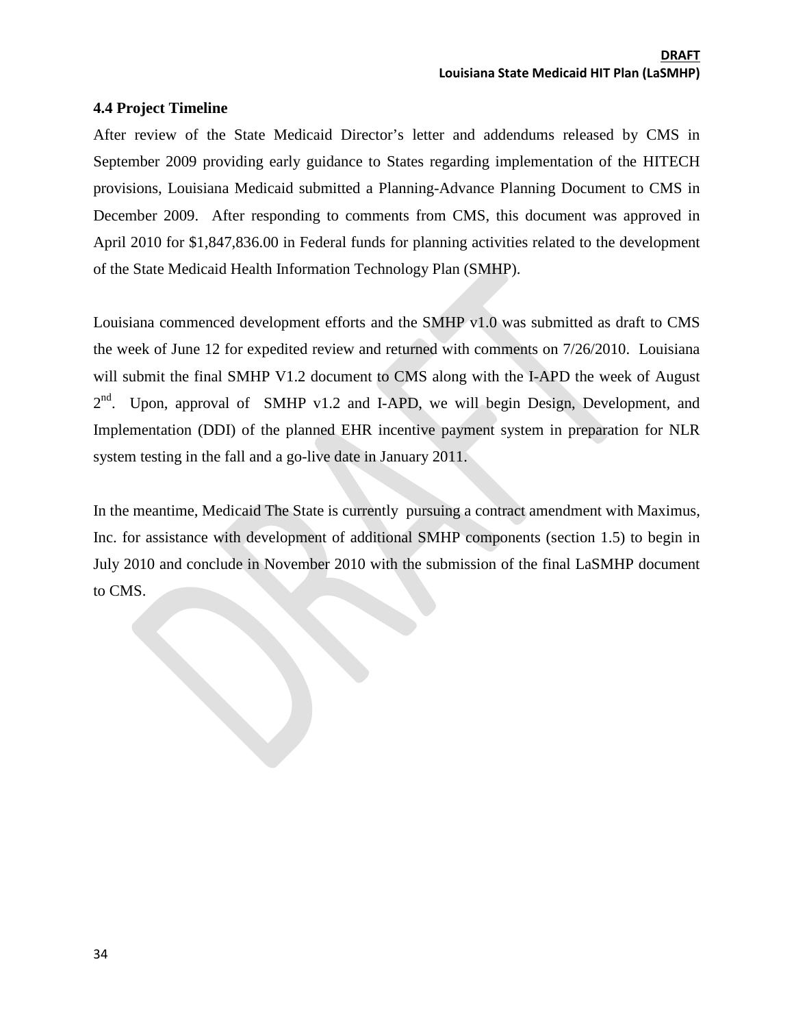### 4.4 Project Timeline

After review of the State Medicaid Director's letter and addendums released by CMS in September 2009 providing early guidance to States regarding implementation of the HITECH provisions, Louisiana Medicaid submitted a Planning-Advance Planning Document to CMS in December 2009. After responding to comments from CMS, this document was approved in April 2010 for $1,847,836.00 in Federal funds for planning activities related to the development of the State Medicaid Health Information Technology Plan (SMHP).

Louisiana commenced development efforts and the SMHP v1.0 was submitted as draft to CMS the week of June 12 for expedited review and returned with comments on 7/26/2010. Louisiana will submit the final SMHP V1.2 document to CMS along with the I-APD the week of August 2nd. Upon, approval of SMHP v1.2 and I-APD, we will begin Design, Development, and Implementation (DDI) of the planned EHR incentive payment system in preparation for NLR system testing in the fall and a go-live date in January 2011.

In the meantime, Medicaid The State is currently pursuing a contract amendment with Maximus, Inc. for assistance with development of additional SMHP components (section 1.5) to begin in July 2010 and conclude in November 2010 with the submission of the final LaSMHP document to CMS.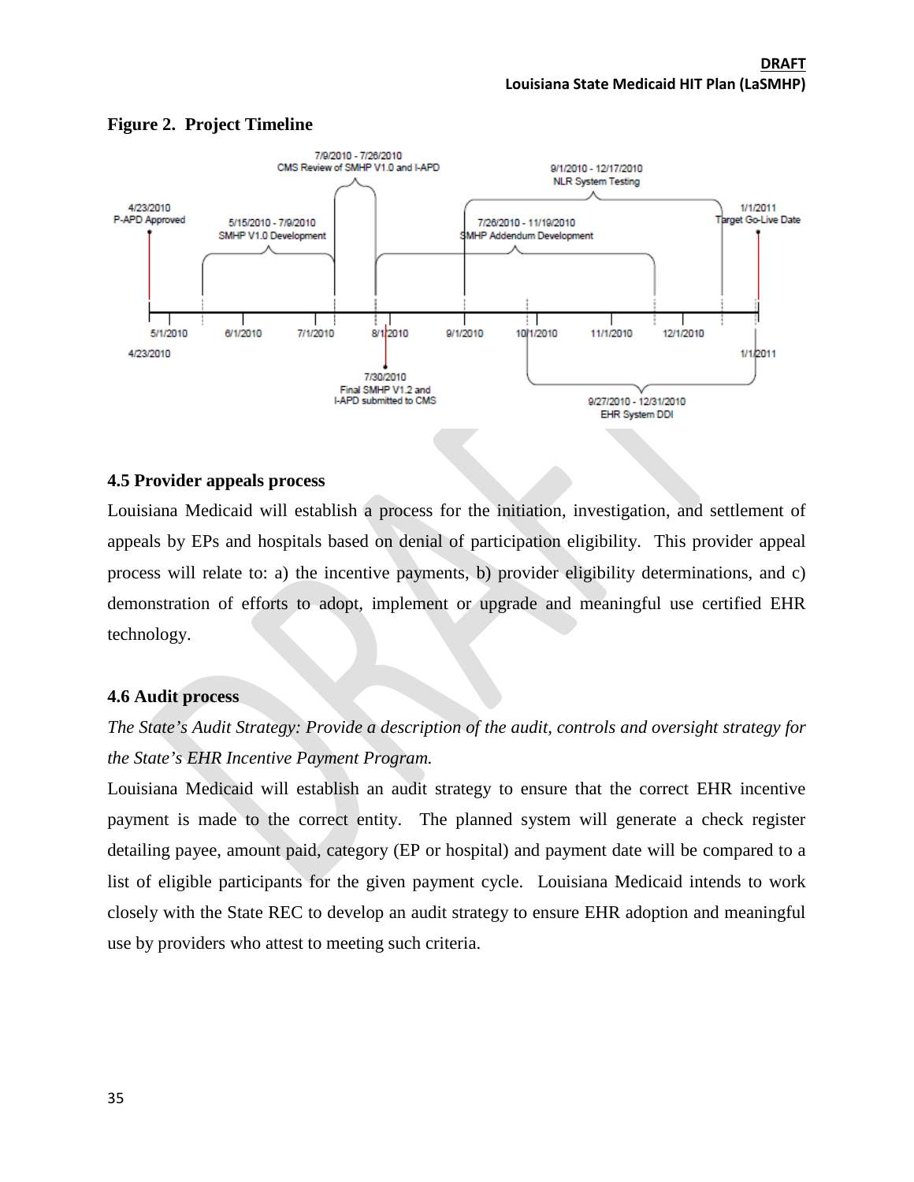**Figure 2. Project Timeline**

### 4.5 Provider appeals process

Louisiana Medicaid will establish a process for the initiation, investigation, and settlement of appeals by EPs and hospitals based on denial of participation eligibility. This provider appeal process will relate to: a) the incentive payments, b) provider eligibility determinations, and c) demonstration of efforts to adopt, implement or upgrade and meaningful use certified EHR technology.

### 4.6 Audit process

*The State's Audit Strategy: Provide a description of the audit, controls and oversight strategy for the State's EHR Incentive Payment Program.*

Louisiana Medicaid will establish an audit strategy to ensure that the correct EHR incentive payment is made to the correct entity. The planned system will generate a check register detailing payee, amount paid, category (EP or hospital) and payment date will be compared to a list of eligible participants for the given payment cycle. Louisiana Medicaid intends to work closely with the State REC to develop an audit strategy to ensure EHR adoption and meaningful use by providers who attest to meeting such criteria.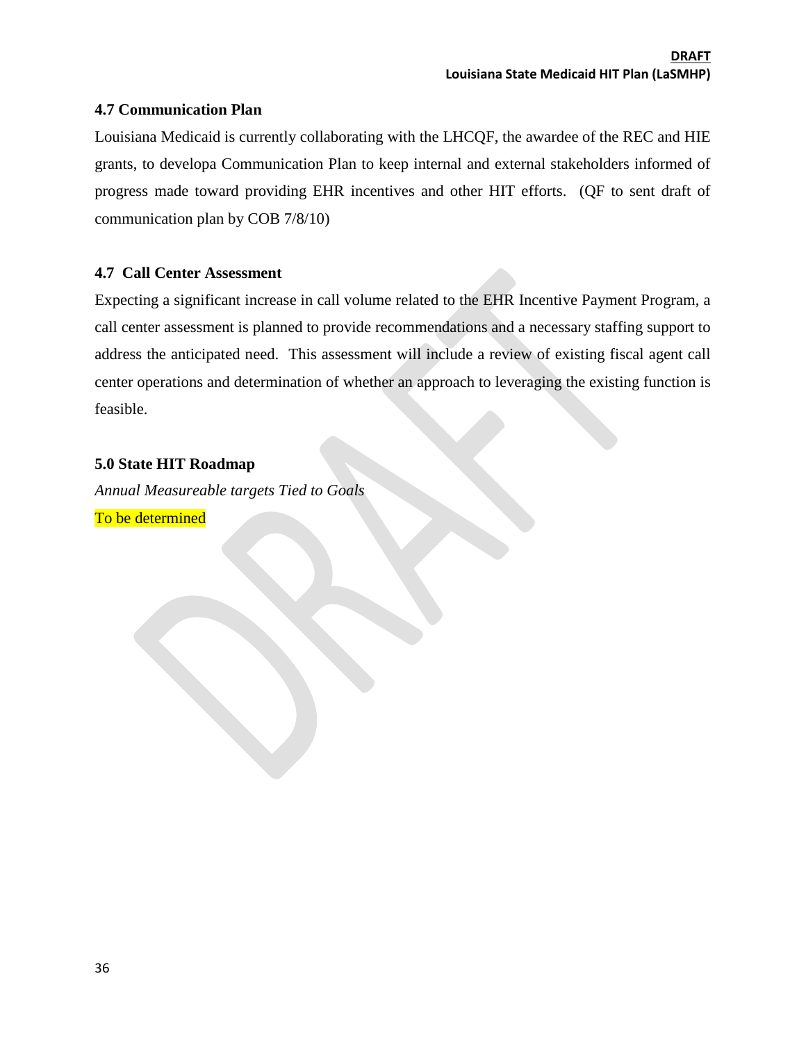### 4.7 Communication Plan

Louisiana Medicaid is currently collaborating with the LHCQF, the awardee of the REC and HIE grants, to developa Communication Plan to keep internal and external stakeholders informed of progress made toward providing EHR incentives and other HIT efforts. (QF to sent draft of communication plan by COB 7/8/10)

### 4.7 Call Center Assessment

Expecting a significant increase in call volume related to the EHR Incentive Payment Program, a call center assessment is planned to provide recommendations and a necessary staffing support to address the anticipated need. This assessment will include a review of existing fiscal agent call center operations and determination of whether an approach to leveraging the existing function is feasible.

## 5.0 State HIT Roadmap

*Annual Measureable targets Tied to Goals*

To be determined